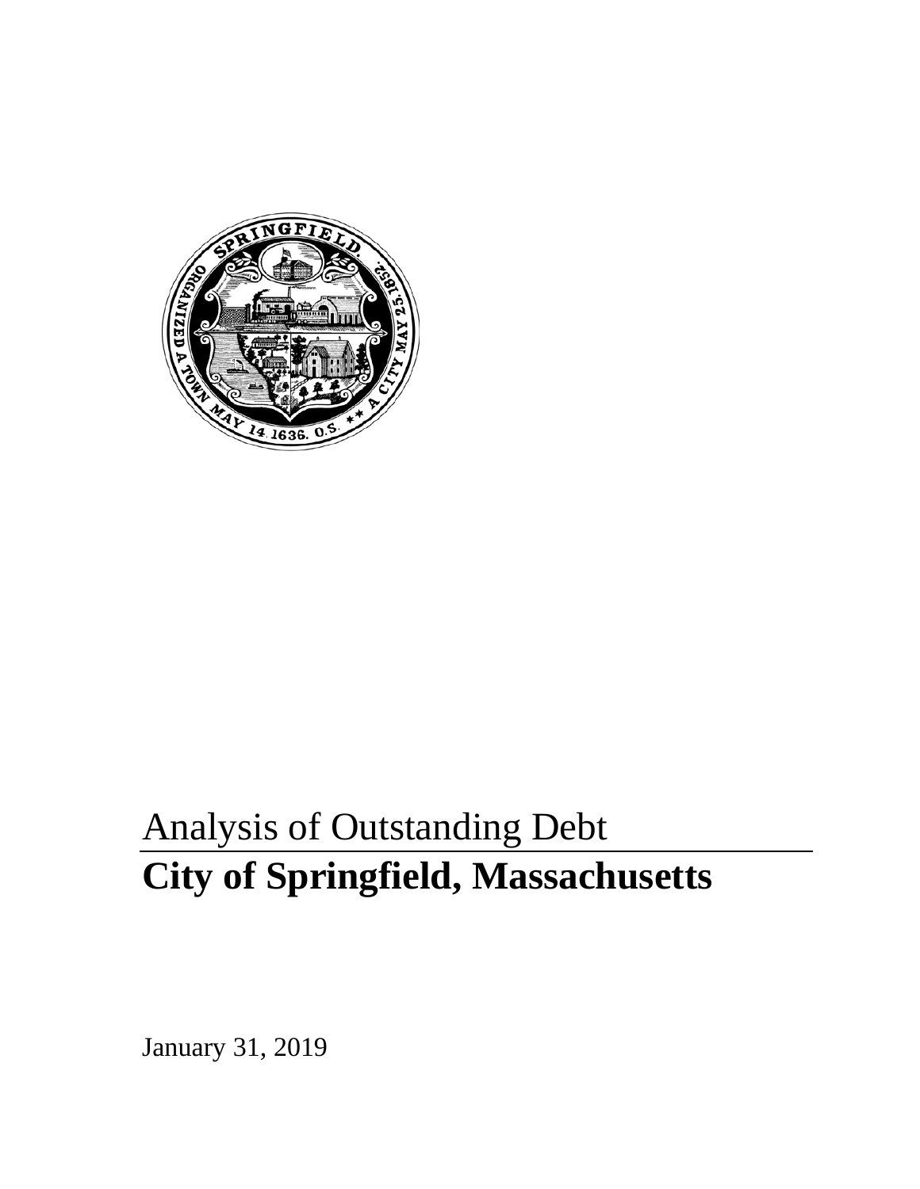# Analysis of Outstanding Debt

# City of Springfield, Massachusetts

January 31, 2019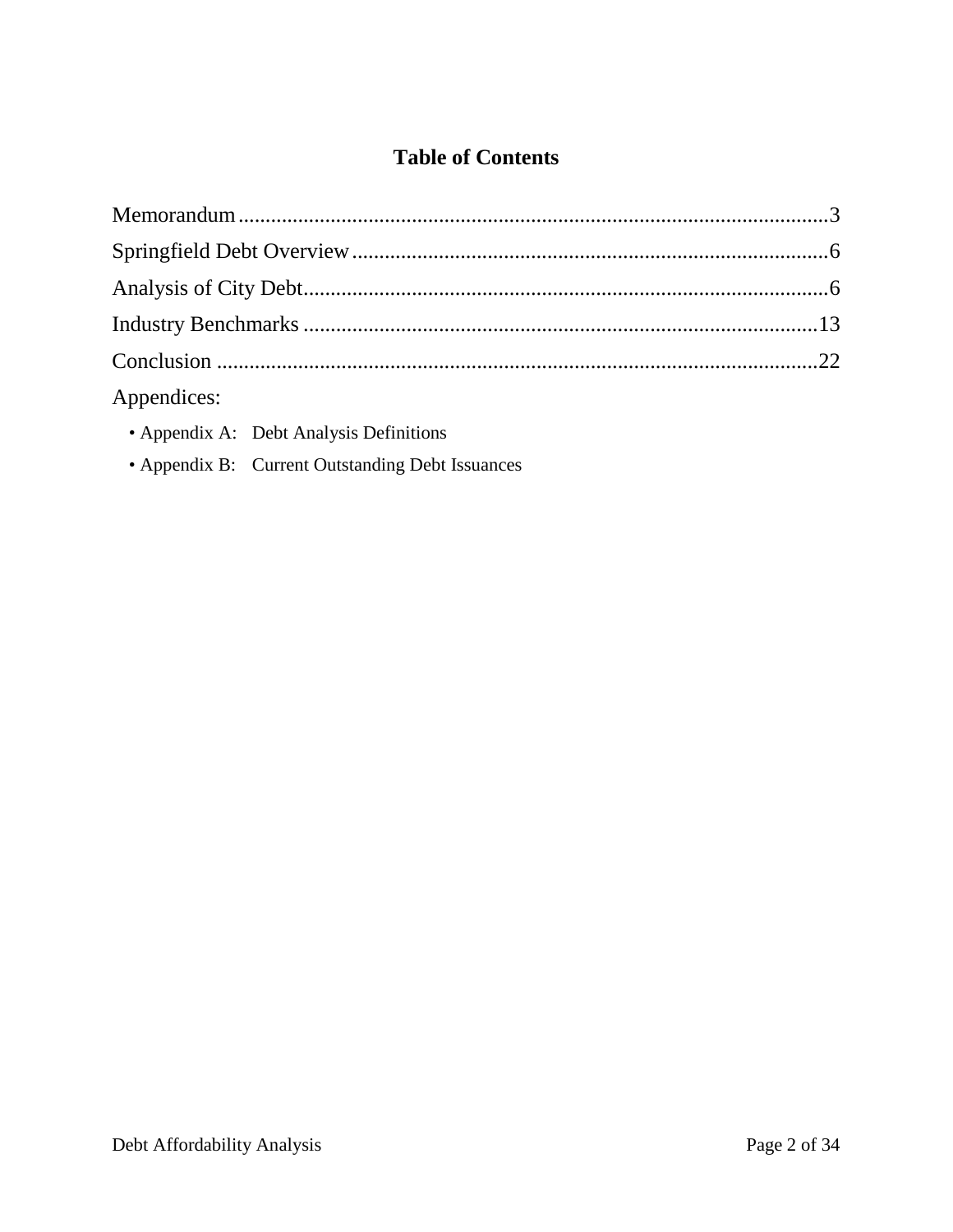# Table of Contents

Memorandum ............................................................................................................3

Springfield Debt Overview .......................................................................................6

Analysis of City Debt...............................................................................................6

Industry Benchmarks ..............................................................................................13

Conclusion ..............................................................................................................22

Appendices:

- Appendix A: Debt Analysis Definitions
- Appendix B: Current Outstanding Debt Issuances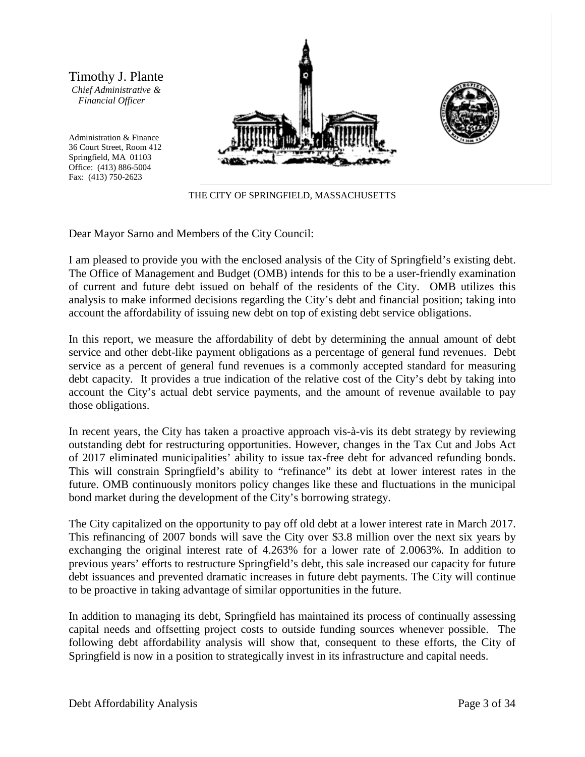Timothy J. Plante
*Chief Administrative & Financial Officer*

Administration & Finance
36 Court Street, Room 412
Springfield, MA 01103
Office: (413) 886-5004
Fax: (413) 750-2623

THE CITY OF SPRINGFIELD, MASSACHUSETTS

Dear Mayor Sarno and Members of the City Council:

I am pleased to provide you with the enclosed analysis of the City of Springfield's existing debt. The Office of Management and Budget (OMB) intends for this to be a user-friendly examination of current and future debt issued on behalf of the residents of the City. OMB utilizes this analysis to make informed decisions regarding the City's debt and financial position; taking into account the affordability of issuing new debt on top of existing debt service obligations.

In this report, we measure the affordability of debt by determining the annual amount of debt service and other debt-like payment obligations as a percentage of general fund revenues. Debt service as a percent of general fund revenues is a commonly accepted standard for measuring debt capacity. It provides a true indication of the relative cost of the City's debt by taking into account the City's actual debt service payments, and the amount of revenue available to pay those obligations.

In recent years, the City has taken a proactive approach vis-à-vis its debt strategy by reviewing outstanding debt for restructuring opportunities. However, changes in the Tax Cut and Jobs Act of 2017 eliminated municipalities' ability to issue tax-free debt for advanced refunding bonds. This will constrain Springfield's ability to "refinance" its debt at lower interest rates in the future. OMB continuously monitors policy changes like these and fluctuations in the municipal bond market during the development of the City's borrowing strategy.

The City capitalized on the opportunity to pay off old debt at a lower interest rate in March 2017. This refinancing of 2007 bonds will save the City over $3.8 million over the next six years by exchanging the original interest rate of 4.263% for a lower rate of 2.0063%. In addition to previous years' efforts to restructure Springfield's debt, this sale increased our capacity for future debt issuances and prevented dramatic increases in future debt payments. The City will continue to be proactive in taking advantage of similar opportunities in the future.

In addition to managing its debt, Springfield has maintained its process of continually assessing capital needs and offsetting project costs to outside funding sources whenever possible. The following debt affordability analysis will show that, consequent to these efforts, the City of Springfield is now in a position to strategically invest in its infrastructure and capital needs.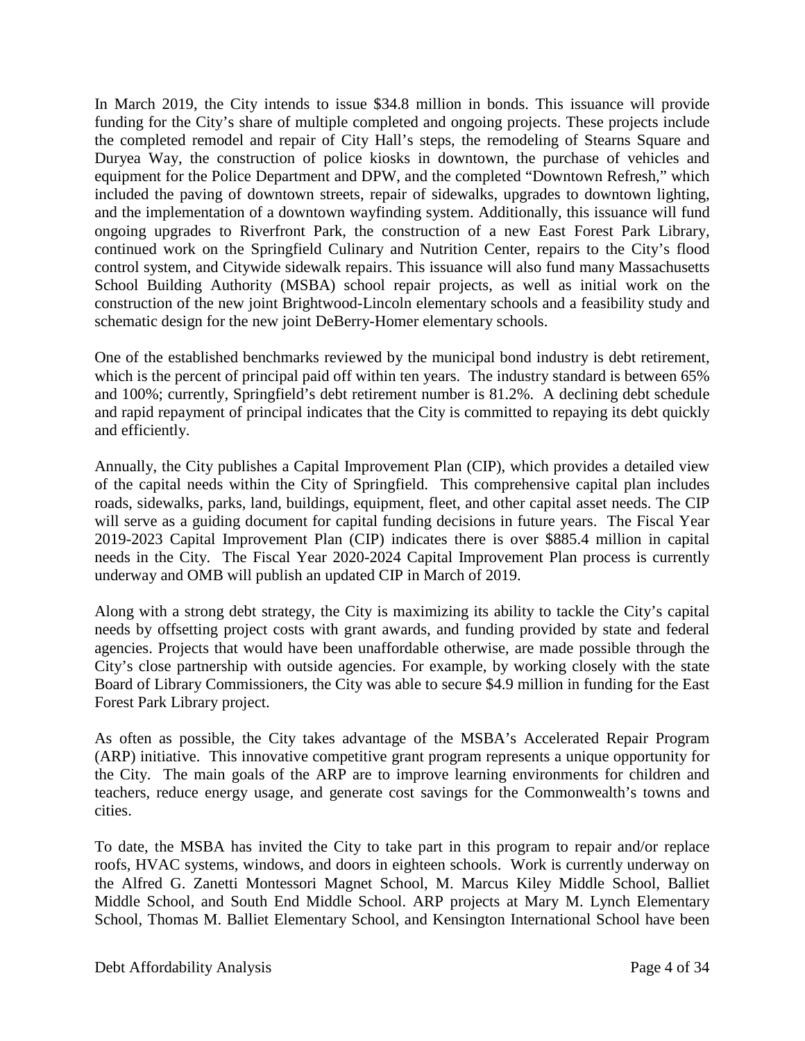In March 2019, the City intends to issue $34.8 million in bonds. This issuance will provide funding for the City's share of multiple completed and ongoing projects. These projects include the completed remodel and repair of City Hall's steps, the remodeling of Stearns Square and Duryea Way, the construction of police kiosks in downtown, the purchase of vehicles and equipment for the Police Department and DPW, and the completed "Downtown Refresh," which included the paving of downtown streets, repair of sidewalks, upgrades to downtown lighting, and the implementation of a downtown wayfinding system. Additionally, this issuance will fund ongoing upgrades to Riverfront Park, the construction of a new East Forest Park Library, continued work on the Springfield Culinary and Nutrition Center, repairs to the City's flood control system, and Citywide sidewalk repairs. This issuance will also fund many Massachusetts School Building Authority (MSBA) school repair projects, as well as initial work on the construction of the new joint Brightwood-Lincoln elementary schools and a feasibility study and schematic design for the new joint DeBerry-Homer elementary schools.

One of the established benchmarks reviewed by the municipal bond industry is debt retirement, which is the percent of principal paid off within ten years. The industry standard is between 65% and 100%; currently, Springfield's debt retirement number is 81.2%. A declining debt schedule and rapid repayment of principal indicates that the City is committed to repaying its debt quickly and efficiently.

Annually, the City publishes a Capital Improvement Plan (CIP), which provides a detailed view of the capital needs within the City of Springfield. This comprehensive capital plan includes roads, sidewalks, parks, land, buildings, equipment, fleet, and other capital asset needs. The CIP will serve as a guiding document for capital funding decisions in future years. The Fiscal Year 2019-2023 Capital Improvement Plan (CIP) indicates there is over $885.4 million in capital needs in the City. The Fiscal Year 2020-2024 Capital Improvement Plan process is currently underway and OMB will publish an updated CIP in March of 2019.

Along with a strong debt strategy, the City is maximizing its ability to tackle the City's capital needs by offsetting project costs with grant awards, and funding provided by state and federal agencies. Projects that would have been unaffordable otherwise, are made possible through the City's close partnership with outside agencies. For example, by working closely with the state Board of Library Commissioners, the City was able to secure $4.9 million in funding for the East Forest Park Library project.

As often as possible, the City takes advantage of the MSBA's Accelerated Repair Program (ARP) initiative. This innovative competitive grant program represents a unique opportunity for the City. The main goals of the ARP are to improve learning environments for children and teachers, reduce energy usage, and generate cost savings for the Commonwealth's towns and cities.

To date, the MSBA has invited the City to take part in this program to repair and/or replace roofs, HVAC systems, windows, and doors in eighteen schools. Work is currently underway on the Alfred G. Zanetti Montessori Magnet School, M. Marcus Kiley Middle School, Balliet Middle School, and South End Middle School. ARP projects at Mary M. Lynch Elementary School, Thomas M. Balliet Elementary School, and Kensington International School have been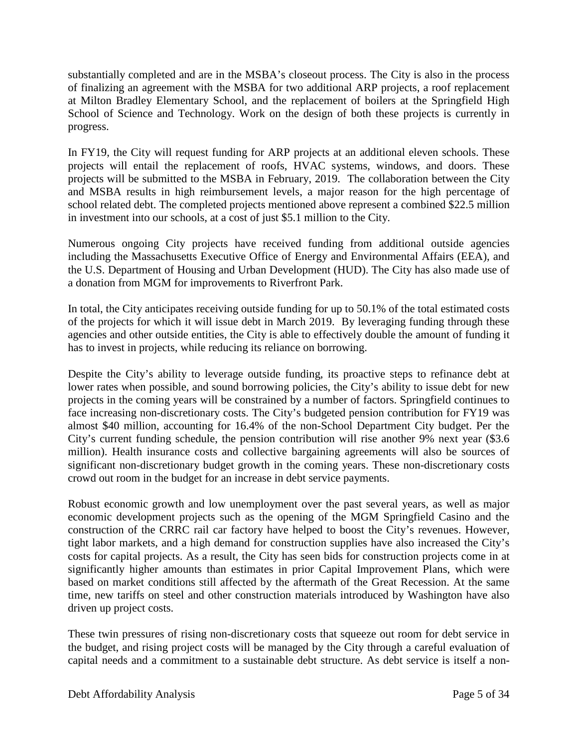substantially completed and are in the MSBA's closeout process. The City is also in the process of finalizing an agreement with the MSBA for two additional ARP projects, a roof replacement at Milton Bradley Elementary School, and the replacement of boilers at the Springfield High School of Science and Technology. Work on the design of both these projects is currently in progress.

In FY19, the City will request funding for ARP projects at an additional eleven schools. These projects will entail the replacement of roofs, HVAC systems, windows, and doors. These projects will be submitted to the MSBA in February, 2019. The collaboration between the City and MSBA results in high reimbursement levels, a major reason for the high percentage of school related debt. The completed projects mentioned above represent a combined $22.5 million in investment into our schools, at a cost of just $5.1 million to the City.

Numerous ongoing City projects have received funding from additional outside agencies including the Massachusetts Executive Office of Energy and Environmental Affairs (EEA), and the U.S. Department of Housing and Urban Development (HUD). The City has also made use of a donation from MGM for improvements to Riverfront Park.

In total, the City anticipates receiving outside funding for up to 50.1% of the total estimated costs of the projects for which it will issue debt in March 2019. By leveraging funding through these agencies and other outside entities, the City is able to effectively double the amount of funding it has to invest in projects, while reducing its reliance on borrowing.

Despite the City's ability to leverage outside funding, its proactive steps to refinance debt at lower rates when possible, and sound borrowing policies, the City's ability to issue debt for new projects in the coming years will be constrained by a number of factors. Springfield continues to face increasing non-discretionary costs. The City's budgeted pension contribution for FY19 was almost $40 million, accounting for 16.4% of the non-School Department City budget. Per the City's current funding schedule, the pension contribution will rise another 9% next year ($3.6 million). Health insurance costs and collective bargaining agreements will also be sources of significant non-discretionary budget growth in the coming years. These non-discretionary costs crowd out room in the budget for an increase in debt service payments.

Robust economic growth and low unemployment over the past several years, as well as major economic development projects such as the opening of the MGM Springfield Casino and the construction of the CRRC rail car factory have helped to boost the City's revenues. However, tight labor markets, and a high demand for construction supplies have also increased the City's costs for capital projects. As a result, the City has seen bids for construction projects come in at significantly higher amounts than estimates in prior Capital Improvement Plans, which were based on market conditions still affected by the aftermath of the Great Recession. At the same time, new tariffs on steel and other construction materials introduced by Washington have also driven up project costs.

These twin pressures of rising non-discretionary costs that squeeze out room for debt service in the budget, and rising project costs will be managed by the City through a careful evaluation of capital needs and a commitment to a sustainable debt structure. As debt service is itself a non-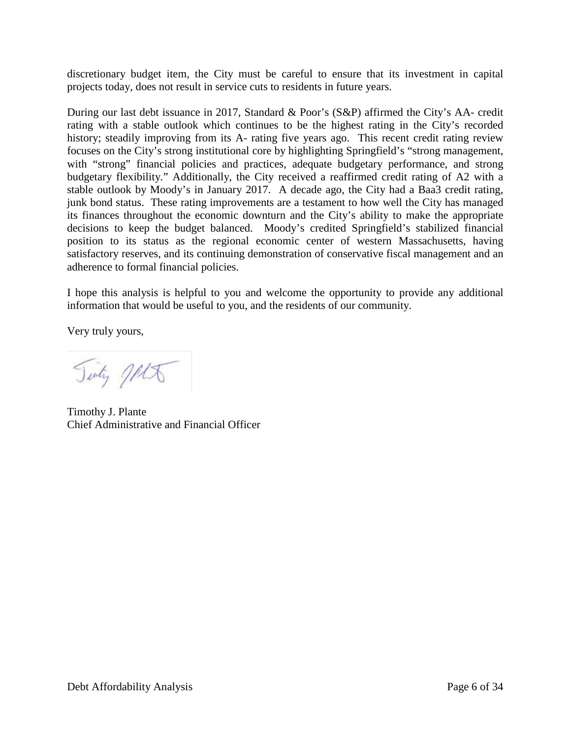discretionary budget item, the City must be careful to ensure that its investment in capital projects today, does not result in service cuts to residents in future years.

During our last debt issuance in 2017, Standard & Poor's (S&P) affirmed the City's AA- credit rating with a stable outlook which continues to be the highest rating in the City's recorded history; steadily improving from its A- rating five years ago. This recent credit rating review focuses on the City's strong institutional core by highlighting Springfield's "strong management, with "strong" financial policies and practices, adequate budgetary performance, and strong budgetary flexibility." Additionally, the City received a reaffirmed credit rating of A2 with a stable outlook by Moody's in January 2017. A decade ago, the City had a Baa3 credit rating, junk bond status. These rating improvements are a testament to how well the City has managed its finances throughout the economic downturn and the City's ability to make the appropriate decisions to keep the budget balanced. Moody's credited Springfield's stabilized financial position to its status as the regional economic center of western Massachusetts, having satisfactory reserves, and its continuing demonstration of conservative fiscal management and an adherence to formal financial policies.

I hope this analysis is helpful to you and welcome the opportunity to provide any additional information that would be useful to you, and the residents of our community.

Very truly yours,

Timothy J. Plante
Chief Administrative and Financial Officer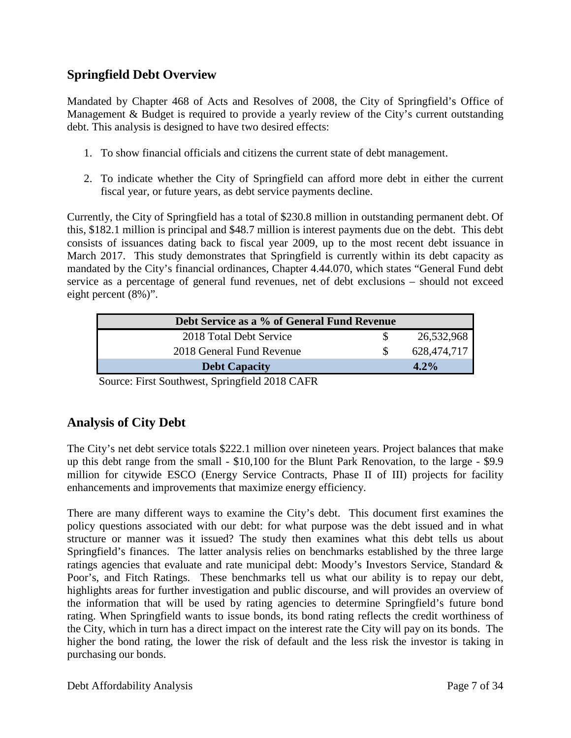## Springfield Debt Overview

Mandated by Chapter 468 of Acts and Resolves of 2008, the City of Springfield's Office of Management & Budget is required to provide a yearly review of the City's current outstanding debt. This analysis is designed to have two desired effects:

1. To show financial officials and citizens the current state of debt management.
2. To indicate whether the City of Springfield can afford more debt in either the current fiscal year, or future years, as debt service payments decline.

Currently, the City of Springfield has a total of $230.8 million in outstanding permanent debt. Of this, $182.1 million is principal and $48.7 million is interest payments due on the debt. This debt consists of issuances dating back to fiscal year 2009, up to the most recent debt issuance in March 2017. This study demonstrates that Springfield is currently within its debt capacity as mandated by the City's financial ordinances, Chapter 4.44.070, which states "General Fund debt service as a percentage of general fund revenues, net of debt exclusions – should not exceed eight percent (8%)".

| Debt Service as a % of General Fund Revenue | | |
|---|---|---|
| 2018 Total Debt Service | $ | 26,532,968 |
| 2018 General Fund Revenue | $ | 628,474,717 |
| **Debt Capacity** | | **4.2%** |

Source: First Southwest, Springfield 2018 CAFR

## Analysis of City Debt

The City's net debt service totals $222.1 million over nineteen years. Project balances that make up this debt range from the small - $10,100 for the Blunt Park Renovation, to the large - $9.9 million for citywide ESCO (Energy Service Contracts, Phase II of III) projects for facility enhancements and improvements that maximize energy efficiency.

There are many different ways to examine the City's debt. This document first examines the policy questions associated with our debt: for what purpose was the debt issued and in what structure or manner was it issued? The study then examines what this debt tells us about Springfield's finances. The latter analysis relies on benchmarks established by the three large ratings agencies that evaluate and rate municipal debt: Moody's Investors Service, Standard & Poor's, and Fitch Ratings. These benchmarks tell us what our ability is to repay our debt, highlights areas for further investigation and public discourse, and will provides an overview of the information that will be used by rating agencies to determine Springfield's future bond rating. When Springfield wants to issue bonds, its bond rating reflects the credit worthiness of the City, which in turn has a direct impact on the interest rate the City will pay on its bonds. The higher the bond rating, the lower the risk of default and the less risk the investor is taking in purchasing our bonds.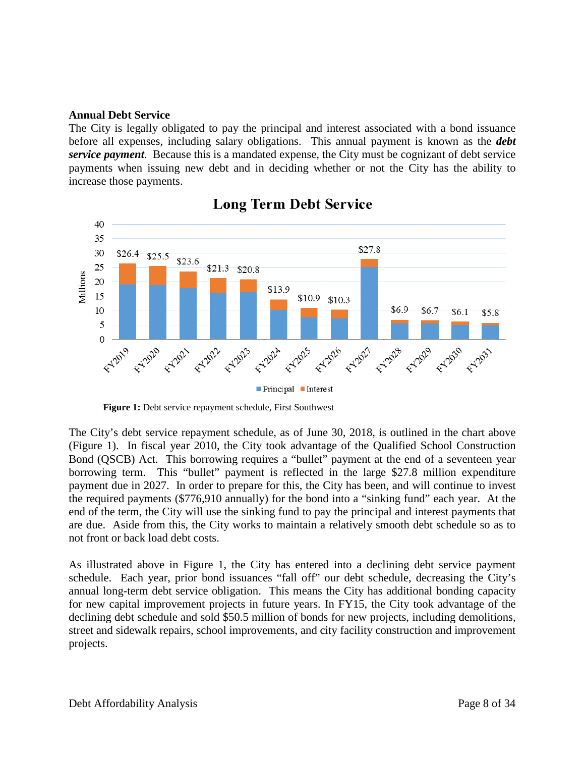### Annual Debt Service

The City is legally obligated to pay the principal and interest associated with a bond issuance before all expenses, including salary obligations. This annual payment is known as the ***debt service payment***. Because this is a mandated expense, the City must be cognizant of debt service payments when issuing new debt and in deciding whether or not the City has the ability to increase those payments.

**Figure 1:** Debt service repayment schedule, First Southwest

The City's debt service repayment schedule, as of June 30, 2018, is outlined in the chart above (Figure 1). In fiscal year 2010, the City took advantage of the Qualified School Construction Bond (QSCB) Act. This borrowing requires a "bullet" payment at the end of a seventeen year borrowing term. This "bullet" payment is reflected in the large $27.8 million expenditure payment due in 2027. In order to prepare for this, the City has been, and will continue to invest the required payments ($776,910 annually) for the bond into a "sinking fund" each year. At the end of the term, the City will use the sinking fund to pay the principal and interest payments that are due. Aside from this, the City works to maintain a relatively smooth debt schedule so as to not front or back load debt costs.

As illustrated above in Figure 1, the City has entered into a declining debt service payment schedule. Each year, prior bond issuances "fall off" our debt schedule, decreasing the City's annual long-term debt service obligation. This means the City has additional bonding capacity for new capital improvement projects in future years. In FY15, the City took advantage of the declining debt schedule and sold $50.5 million of bonds for new projects, including demolitions, street and sidewalk repairs, school improvements, and city facility construction and improvement projects.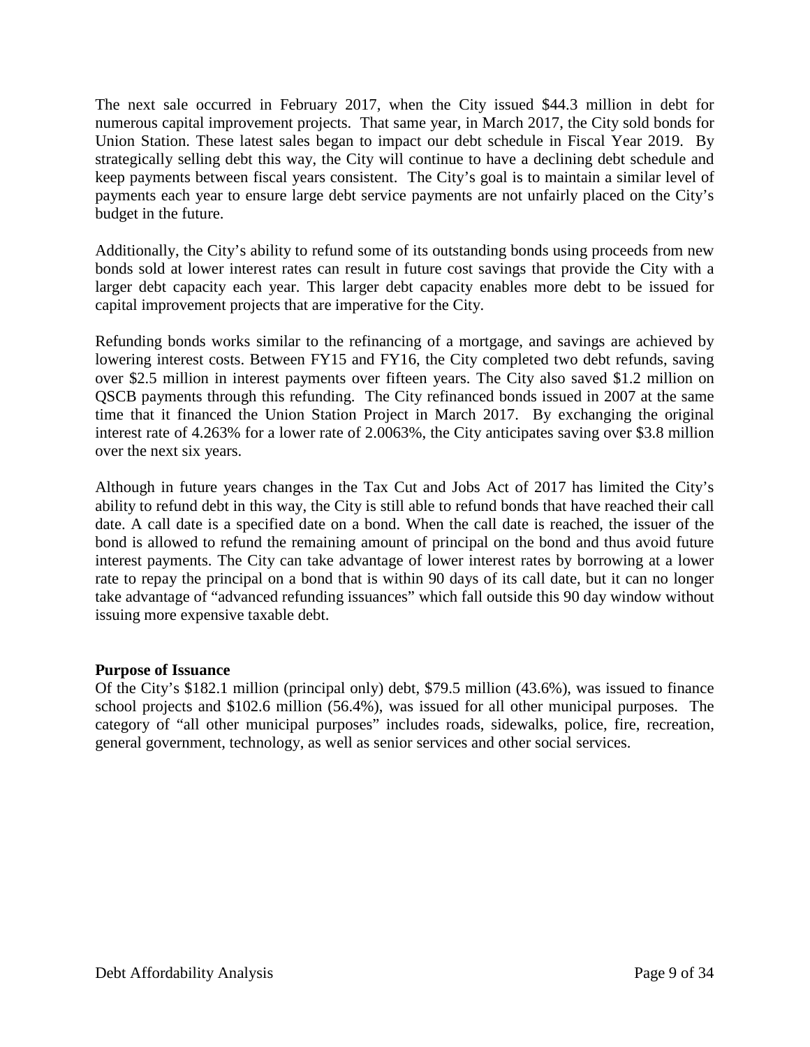The next sale occurred in February 2017, when the City issued $44.3 million in debt for numerous capital improvement projects. That same year, in March 2017, the City sold bonds for Union Station. These latest sales began to impact our debt schedule in Fiscal Year 2019. By strategically selling debt this way, the City will continue to have a declining debt schedule and keep payments between fiscal years consistent. The City's goal is to maintain a similar level of payments each year to ensure large debt service payments are not unfairly placed on the City's budget in the future.

Additionally, the City's ability to refund some of its outstanding bonds using proceeds from new bonds sold at lower interest rates can result in future cost savings that provide the City with a larger debt capacity each year. This larger debt capacity enables more debt to be issued for capital improvement projects that are imperative for the City.

Refunding bonds works similar to the refinancing of a mortgage, and savings are achieved by lowering interest costs. Between FY15 and FY16, the City completed two debt refunds, saving over $2.5 million in interest payments over fifteen years. The City also saved $1.2 million on QSCB payments through this refunding. The City refinanced bonds issued in 2007 at the same time that it financed the Union Station Project in March 2017. By exchanging the original interest rate of 4.263% for a lower rate of 2.0063%, the City anticipates saving over $3.8 million over the next six years.

Although in future years changes in the Tax Cut and Jobs Act of 2017 has limited the City's ability to refund debt in this way, the City is still able to refund bonds that have reached their call date. A call date is a specified date on a bond. When the call date is reached, the issuer of the bond is allowed to refund the remaining amount of principal on the bond and thus avoid future interest payments. The City can take advantage of lower interest rates by borrowing at a lower rate to repay the principal on a bond that is within 90 days of its call date, but it can no longer take advantage of "advanced refunding issuances" which fall outside this 90 day window without issuing more expensive taxable debt.

**Purpose of Issuance**

Of the City's $182.1 million (principal only) debt, $79.5 million (43.6%), was issued to finance school projects and $102.6 million (56.4%), was issued for all other municipal purposes. The category of "all other municipal purposes" includes roads, sidewalks, police, fire, recreation, general government, technology, as well as senior services and other social services.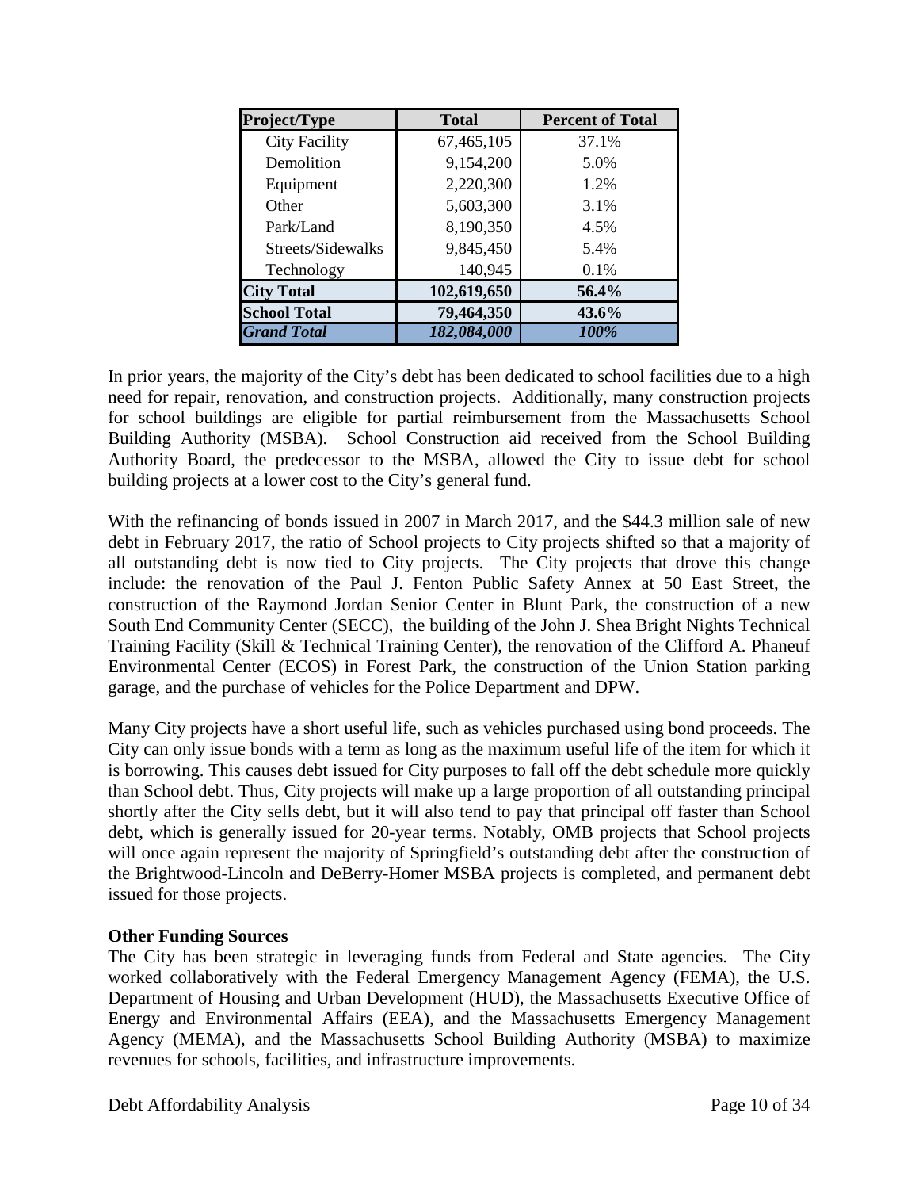| Project/Type | Total | Percent of Total |
|---|---|---|
| City Facility | 67,465,105 | 37.1% |
| Demolition | 9,154,200 | 5.0% |
| Equipment | 2,220,300 | 1.2% |
| Other | 5,603,300 | 3.1% |
| Park/Land | 8,190,350 | 4.5% |
| Streets/Sidewalks | 9,845,450 | 5.4% |
| Technology | 140,945 | 0.1% |
| **City Total** | **102,619,650** | **56.4%** |
| **School Total** | **79,464,350** | **43.6%** |
| ***Grand Total*** | ***182,084,000*** | ***100%*** |

In prior years, the majority of the City's debt has been dedicated to school facilities due to a high need for repair, renovation, and construction projects. Additionally, many construction projects for school buildings are eligible for partial reimbursement from the Massachusetts School Building Authority (MSBA). School Construction aid received from the School Building Authority Board, the predecessor to the MSBA, allowed the City to issue debt for school building projects at a lower cost to the City's general fund.

With the refinancing of bonds issued in 2007 in March 2017, and the $44.3 million sale of new debt in February 2017, the ratio of School projects to City projects shifted so that a majority of all outstanding debt is now tied to City projects. The City projects that drove this change include: the renovation of the Paul J. Fenton Public Safety Annex at 50 East Street, the construction of the Raymond Jordan Senior Center in Blunt Park, the construction of a new South End Community Center (SECC), the building of the John J. Shea Bright Nights Technical Training Facility (Skill & Technical Training Center), the renovation of the Clifford A. Phaneuf Environmental Center (ECOS) in Forest Park, the construction of the Union Station parking garage, and the purchase of vehicles for the Police Department and DPW.

Many City projects have a short useful life, such as vehicles purchased using bond proceeds. The City can only issue bonds with a term as long as the maximum useful life of the item for which it is borrowing. This causes debt issued for City purposes to fall off the debt schedule more quickly than School debt. Thus, City projects will make up a large proportion of all outstanding principal shortly after the City sells debt, but it will also tend to pay that principal off faster than School debt, which is generally issued for 20-year terms. Notably, OMB projects that School projects will once again represent the majority of Springfield's outstanding debt after the construction of the Brightwood-Lincoln and DeBerry-Homer MSBA projects is completed, and permanent debt issued for those projects.

**Other Funding Sources**

The City has been strategic in leveraging funds from Federal and State agencies. The City worked collaboratively with the Federal Emergency Management Agency (FEMA), the U.S. Department of Housing and Urban Development (HUD), the Massachusetts Executive Office of Energy and Environmental Affairs (EEA), and the Massachusetts Emergency Management Agency (MEMA), and the Massachusetts School Building Authority (MSBA) to maximize revenues for schools, facilities, and infrastructure improvements.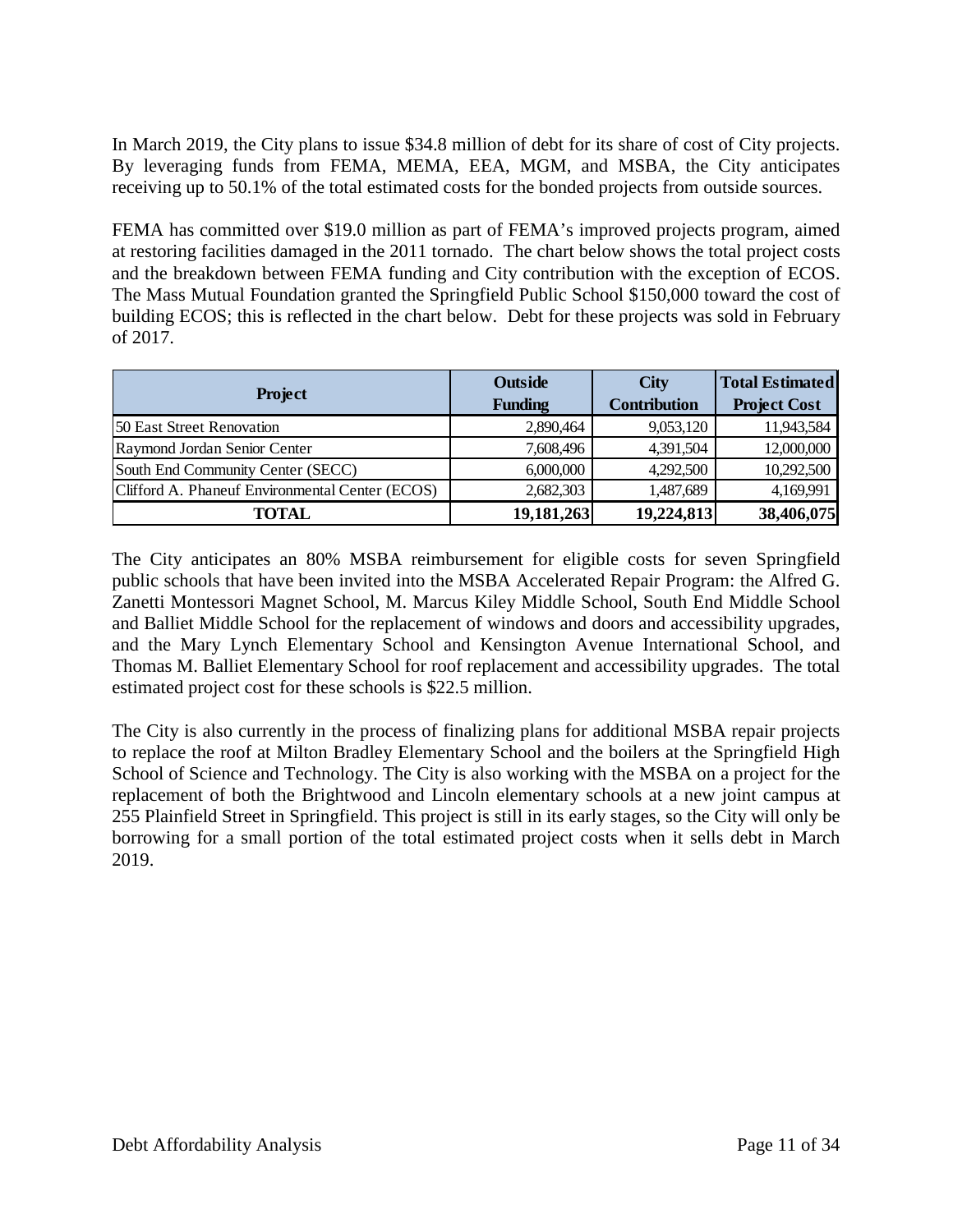In March 2019, the City plans to issue $34.8 million of debt for its share of cost of City projects. By leveraging funds from FEMA, MEMA, EEA, MGM, and MSBA, the City anticipates receiving up to 50.1% of the total estimated costs for the bonded projects from outside sources.

FEMA has committed over $19.0 million as part of FEMA's improved projects program, aimed at restoring facilities damaged in the 2011 tornado. The chart below shows the total project costs and the breakdown between FEMA funding and City contribution with the exception of ECOS. The Mass Mutual Foundation granted the Springfield Public School $150,000 toward the cost of building ECOS; this is reflected in the chart below. Debt for these projects was sold in February of 2017.

| Project | Outside Funding | City Contribution | Total Estimated Project Cost |
|---|---|---|---|
| 50 East Street Renovation | 2,890,464 | 9,053,120 | 11,943,584 |
| Raymond Jordan Senior Center | 7,608,496 | 4,391,504 | 12,000,000 |
| South End Community Center (SECC) | 6,000,000 | 4,292,500 | 10,292,500 |
| Clifford A. Phaneuf Environmental Center (ECOS) | 2,682,303 | 1,487,689 | 4,169,991 |
| **TOTAL** | **19,181,263** | **19,224,813** | **38,406,075** |

The City anticipates an 80% MSBA reimbursement for eligible costs for seven Springfield public schools that have been invited into the MSBA Accelerated Repair Program: the Alfred G. Zanetti Montessori Magnet School, M. Marcus Kiley Middle School, South End Middle School and Balliet Middle School for the replacement of windows and doors and accessibility upgrades, and the Mary Lynch Elementary School and Kensington Avenue International School, and Thomas M. Balliet Elementary School for roof replacement and accessibility upgrades. The total estimated project cost for these schools is $22.5 million.

The City is also currently in the process of finalizing plans for additional MSBA repair projects to replace the roof at Milton Bradley Elementary School and the boilers at the Springfield High School of Science and Technology. The City is also working with the MSBA on a project for the replacement of both the Brightwood and Lincoln elementary schools at a new joint campus at 255 Plainfield Street in Springfield. This project is still in its early stages, so the City will only be borrowing for a small portion of the total estimated project costs when it sells debt in March 2019.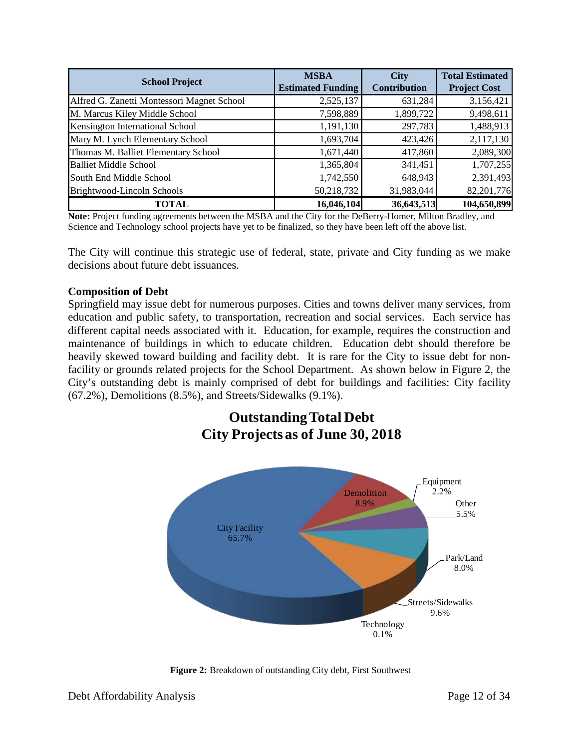| School Project | MSBA Estimated Funding | City Contribution | Total Estimated Project Cost |
|---|---|---|---|
| Alfred G. Zanetti Montessori Magnet School | 2,525,137 | 631,284 | 3,156,421 |
| M. Marcus Kiley Middle School | 7,598,889 | 1,899,722 | 9,498,611 |
| Kensington International School | 1,191,130 | 297,783 | 1,488,913 |
| Mary M. Lynch Elementary School | 1,693,704 | 423,426 | 2,117,130 |
| Thomas M. Balliet Elementary School | 1,671,440 | 417,860 | 2,089,300 |
| Balliet Middle School | 1,365,804 | 341,451 | 1,707,255 |
| South End Middle School | 1,742,550 | 648,943 | 2,391,493 |
| Brightwood-Lincoln Schools | 50,218,732 | 31,983,044 | 82,201,776 |
| **TOTAL** | **16,046,104** | **36,643,513** | **104,650,899** |

**Note:** Project funding agreements between the MSBA and the City for the DeBerry-Homer, Milton Bradley, and Science and Technology school projects have yet to be finalized, so they have been left off the above list.

The City will continue this strategic use of federal, state, private and City funding as we make decisions about future debt issuances.

**Composition of Debt**

Springfield may issue debt for numerous purposes. Cities and towns deliver many services, from education and public safety, to transportation, recreation and social services. Each service has different capital needs associated with it. Education, for example, requires the construction and maintenance of buildings in which to educate children. Education debt should therefore be heavily skewed toward building and facility debt. It is rare for the City to issue debt for non-facility or grounds related projects for the School Department. As shown below in Figure 2, the City's outstanding debt is mainly comprised of debt for buildings and facilities: City facility (67.2%), Demolitions (8.5%), and Streets/Sidewalks (9.1%).

**Outstanding Total Debt**
**City Projects as of June 30, 2018**

| Category | Percentage |
|---|---|
| City Facility | 65.7% |
| Demolition | 8.9% |
| Equipment | 2.2% |
| Other | 5.5% |
| Park/Land | 8.0% |
| Streets/Sidewalks | 9.6% |
| Technology | 0.1% |

**Figure 2:** Breakdown of outstanding City debt, First Southwest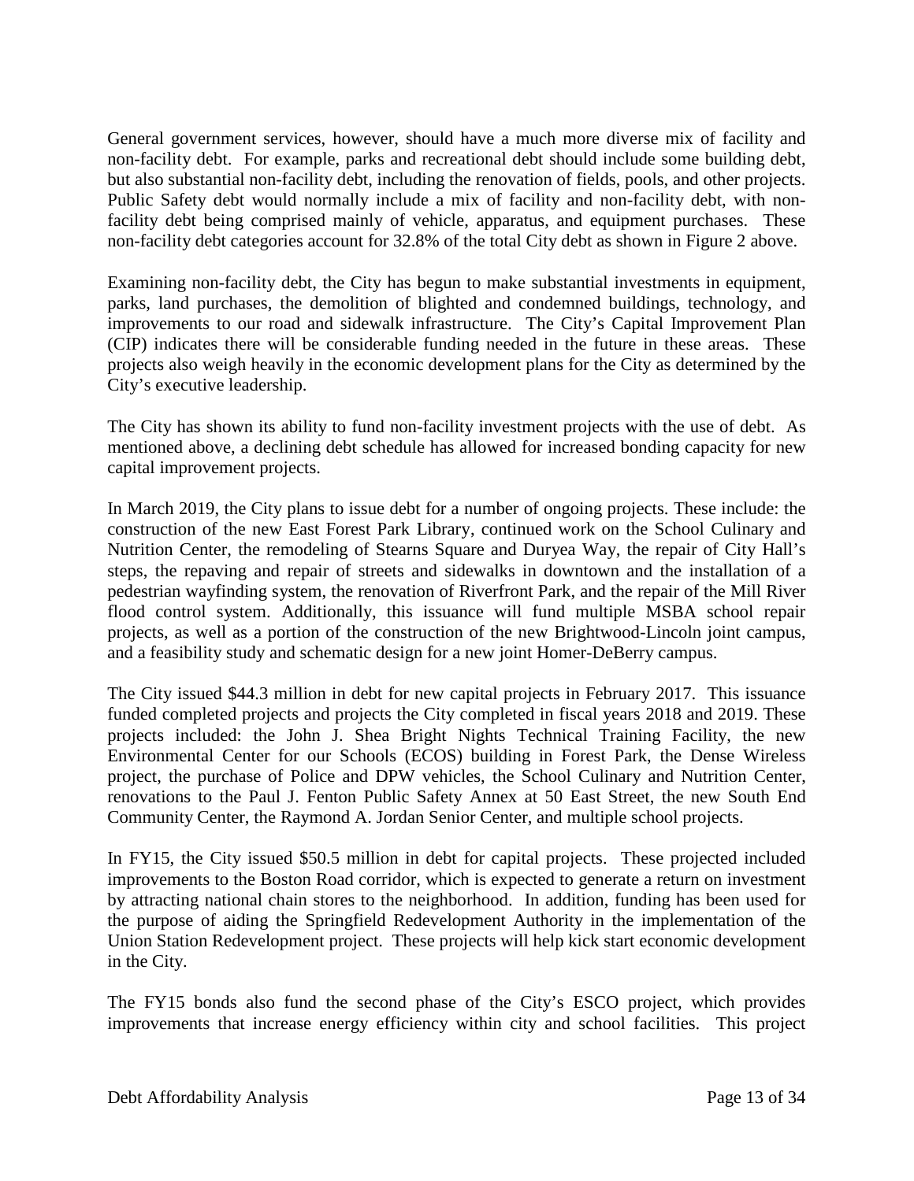General government services, however, should have a much more diverse mix of facility and non-facility debt. For example, parks and recreational debt should include some building debt, but also substantial non-facility debt, including the renovation of fields, pools, and other projects. Public Safety debt would normally include a mix of facility and non-facility debt, with non-facility debt being comprised mainly of vehicle, apparatus, and equipment purchases. These non-facility debt categories account for 32.8% of the total City debt as shown in Figure 2 above.

Examining non-facility debt, the City has begun to make substantial investments in equipment, parks, land purchases, the demolition of blighted and condemned buildings, technology, and improvements to our road and sidewalk infrastructure. The City's Capital Improvement Plan (CIP) indicates there will be considerable funding needed in the future in these areas. These projects also weigh heavily in the economic development plans for the City as determined by the City's executive leadership.

The City has shown its ability to fund non-facility investment projects with the use of debt. As mentioned above, a declining debt schedule has allowed for increased bonding capacity for new capital improvement projects.

In March 2019, the City plans to issue debt for a number of ongoing projects. These include: the construction of the new East Forest Park Library, continued work on the School Culinary and Nutrition Center, the remodeling of Stearns Square and Duryea Way, the repair of City Hall's steps, the repaving and repair of streets and sidewalks in downtown and the installation of a pedestrian wayfinding system, the renovation of Riverfront Park, and the repair of the Mill River flood control system. Additionally, this issuance will fund multiple MSBA school repair projects, as well as a portion of the construction of the new Brightwood-Lincoln joint campus, and a feasibility study and schematic design for a new joint Homer-DeBerry campus.

The City issued \$44.3 million in debt for new capital projects in February 2017. This issuance funded completed projects and projects the City completed in fiscal years 2018 and 2019. These projects included: the John J. Shea Bright Nights Technical Training Facility, the new Environmental Center for our Schools (ECOS) building in Forest Park, the Dense Wireless project, the purchase of Police and DPW vehicles, the School Culinary and Nutrition Center, renovations to the Paul J. Fenton Public Safety Annex at 50 East Street, the new South End Community Center, the Raymond A. Jordan Senior Center, and multiple school projects.

In FY15, the City issued \$50.5 million in debt for capital projects. These projected included improvements to the Boston Road corridor, which is expected to generate a return on investment by attracting national chain stores to the neighborhood. In addition, funding has been used for the purpose of aiding the Springfield Redevelopment Authority in the implementation of the Union Station Redevelopment project. These projects will help kick start economic development in the City.

The FY15 bonds also fund the second phase of the City's ESCO project, which provides improvements that increase energy efficiency within city and school facilities. This project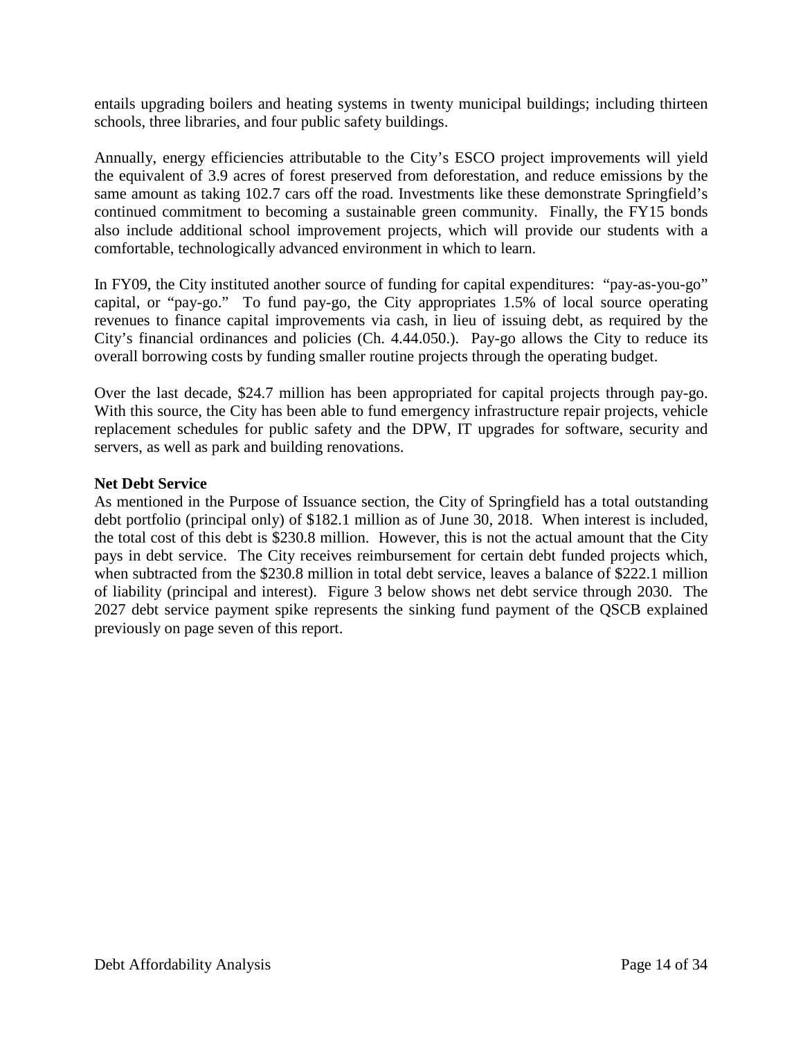entails upgrading boilers and heating systems in twenty municipal buildings; including thirteen schools, three libraries, and four public safety buildings.

Annually, energy efficiencies attributable to the City's ESCO project improvements will yield the equivalent of 3.9 acres of forest preserved from deforestation, and reduce emissions by the same amount as taking 102.7 cars off the road. Investments like these demonstrate Springfield's continued commitment to becoming a sustainable green community. Finally, the FY15 bonds also include additional school improvement projects, which will provide our students with a comfortable, technologically advanced environment in which to learn.

In FY09, the City instituted another source of funding for capital expenditures: "pay-as-you-go" capital, or "pay-go." To fund pay-go, the City appropriates 1.5% of local source operating revenues to finance capital improvements via cash, in lieu of issuing debt, as required by the City's financial ordinances and policies (Ch. 4.44.050.). Pay-go allows the City to reduce its overall borrowing costs by funding smaller routine projects through the operating budget.

Over the last decade, $24.7 million has been appropriated for capital projects through pay-go. With this source, the City has been able to fund emergency infrastructure repair projects, vehicle replacement schedules for public safety and the DPW, IT upgrades for software, security and servers, as well as park and building renovations.

**Net Debt Service**

As mentioned in the Purpose of Issuance section, the City of Springfield has a total outstanding debt portfolio (principal only) of $182.1 million as of June 30, 2018. When interest is included, the total cost of this debt is $230.8 million. However, this is not the actual amount that the City pays in debt service. The City receives reimbursement for certain debt funded projects which, when subtracted from the $230.8 million in total debt service, leaves a balance of $222.1 million of liability (principal and interest). Figure 3 below shows net debt service through 2030. The 2027 debt service payment spike represents the sinking fund payment of the QSCB explained previously on page seven of this report.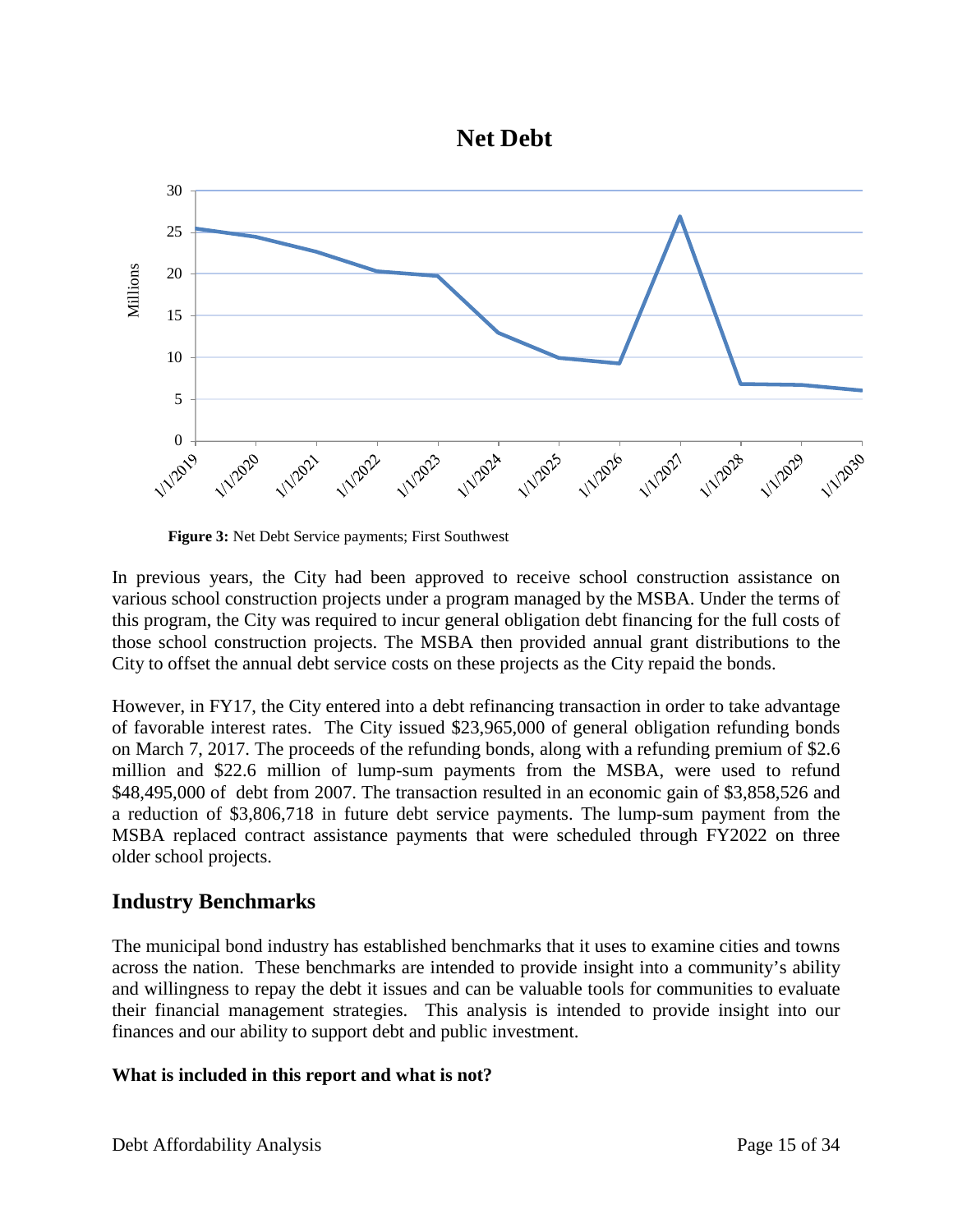**Figure 3:** Net Debt Service payments; First Southwest

In previous years, the City had been approved to receive school construction assistance on various school construction projects under a program managed by the MSBA. Under the terms of this program, the City was required to incur general obligation debt financing for the full costs of those school construction projects. The MSBA then provided annual grant distributions to the City to offset the annual debt service costs on these projects as the City repaid the bonds.

However, in FY17, the City entered into a debt refinancing transaction in order to take advantage of favorable interest rates. The City issued $23,965,000 of general obligation refunding bonds on March 7, 2017. The proceeds of the refunding bonds, along with a refunding premium of $2.6 million and $22.6 million of lump-sum payments from the MSBA, were used to refund $48,495,000 of debt from 2007. The transaction resulted in an economic gain of $3,858,526 and a reduction of $3,806,718 in future debt service payments. The lump-sum payment from the MSBA replaced contract assistance payments that were scheduled through FY2022 on three older school projects.

## Industry Benchmarks

The municipal bond industry has established benchmarks that it uses to examine cities and towns across the nation. These benchmarks are intended to provide insight into a community's ability and willingness to repay the debt it issues and can be valuable tools for communities to evaluate their financial management strategies. This analysis is intended to provide insight into our finances and our ability to support debt and public investment.

**What is included in this report and what is not?**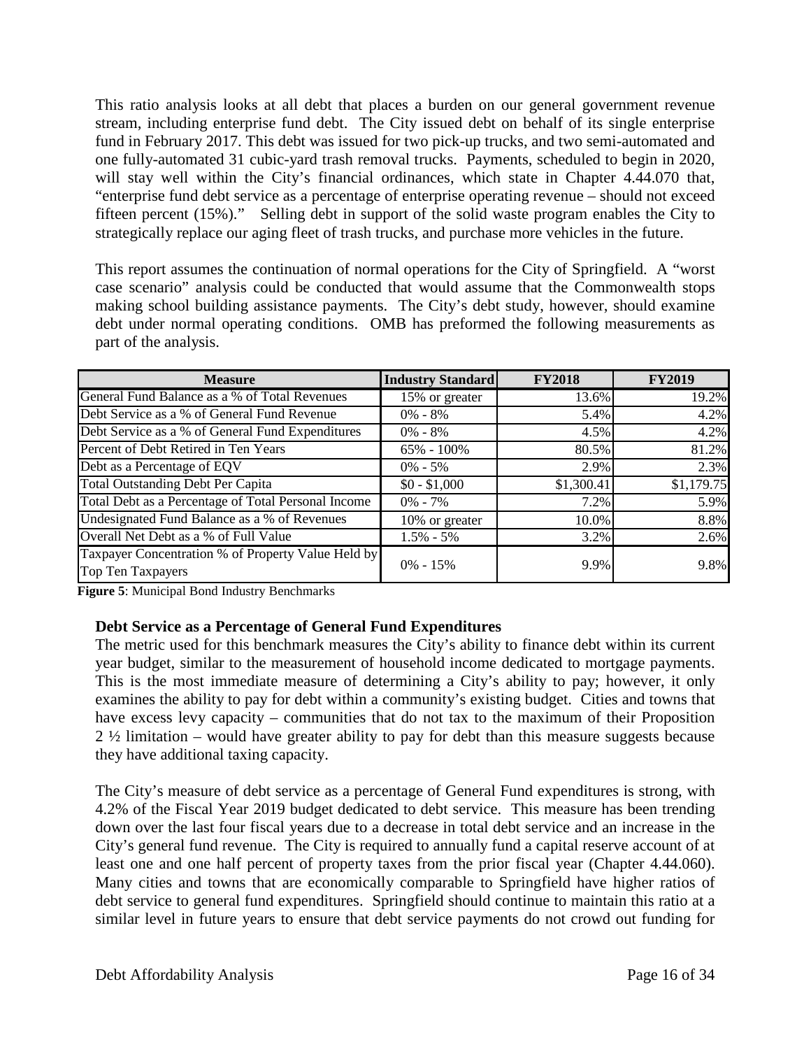This ratio analysis looks at all debt that places a burden on our general government revenue stream, including enterprise fund debt. The City issued debt on behalf of its single enterprise fund in February 2017. This debt was issued for two pick-up trucks, and two semi-automated and one fully-automated 31 cubic-yard trash removal trucks. Payments, scheduled to begin in 2020, will stay well within the City's financial ordinances, which state in Chapter 4.44.070 that, "enterprise fund debt service as a percentage of enterprise operating revenue – should not exceed fifteen percent (15%)." Selling debt in support of the solid waste program enables the City to strategically replace our aging fleet of trash trucks, and purchase more vehicles in the future.

This report assumes the continuation of normal operations for the City of Springfield. A "worst case scenario" analysis could be conducted that would assume that the Commonwealth stops making school building assistance payments. The City's debt study, however, should examine debt under normal operating conditions. OMB has preformed the following measurements as part of the analysis.

| Measure | Industry Standard | FY2018 | FY2019 |
|---|---|---|---|
| General Fund Balance as a % of Total Revenues | 15% or greater | 13.6% | 19.2% |
| Debt Service as a % of General Fund Revenue | 0% - 8% | 5.4% | 4.2% |
| Debt Service as a % of General Fund Expenditures | 0% - 8% | 4.5% | 4.2% |
| Percent of Debt Retired in Ten Years | 65% - 100% | 80.5% | 81.2% |
| Debt as a Percentage of EQV | 0% - 5% | 2.9% | 2.3% |
| Total Outstanding Debt Per Capita | $0 - $1,000 | $1,300.41 | $1,179.75 |
| Total Debt as a Percentage of Total Personal Income | 0% - 7% | 7.2% | 5.9% |
| Undesignated Fund Balance as a % of Revenues | 10% or greater | 10.0% | 8.8% |
| Overall Net Debt as a % of Full Value | 1.5% - 5% | 3.2% | 2.6% |
| Taxpayer Concentration % of Property Value Held by Top Ten Taxpayers | 0% - 15% | 9.9% | 9.8% |

**Figure 5**: Municipal Bond Industry Benchmarks

### Debt Service as a Percentage of General Fund Expenditures

The metric used for this benchmark measures the City's ability to finance debt within its current year budget, similar to the measurement of household income dedicated to mortgage payments. This is the most immediate measure of determining a City's ability to pay; however, it only examines the ability to pay for debt within a community's existing budget. Cities and towns that have excess levy capacity – communities that do not tax to the maximum of their Proposition 2 ½ limitation – would have greater ability to pay for debt than this measure suggests because they have additional taxing capacity.

The City's measure of debt service as a percentage of General Fund expenditures is strong, with 4.2% of the Fiscal Year 2019 budget dedicated to debt service. This measure has been trending down over the last four fiscal years due to a decrease in total debt service and an increase in the City's general fund revenue. The City is required to annually fund a capital reserve account of at least one and one half percent of property taxes from the prior fiscal year (Chapter 4.44.060). Many cities and towns that are economically comparable to Springfield have higher ratios of debt service to general fund expenditures. Springfield should continue to maintain this ratio at a similar level in future years to ensure that debt service payments do not crowd out funding for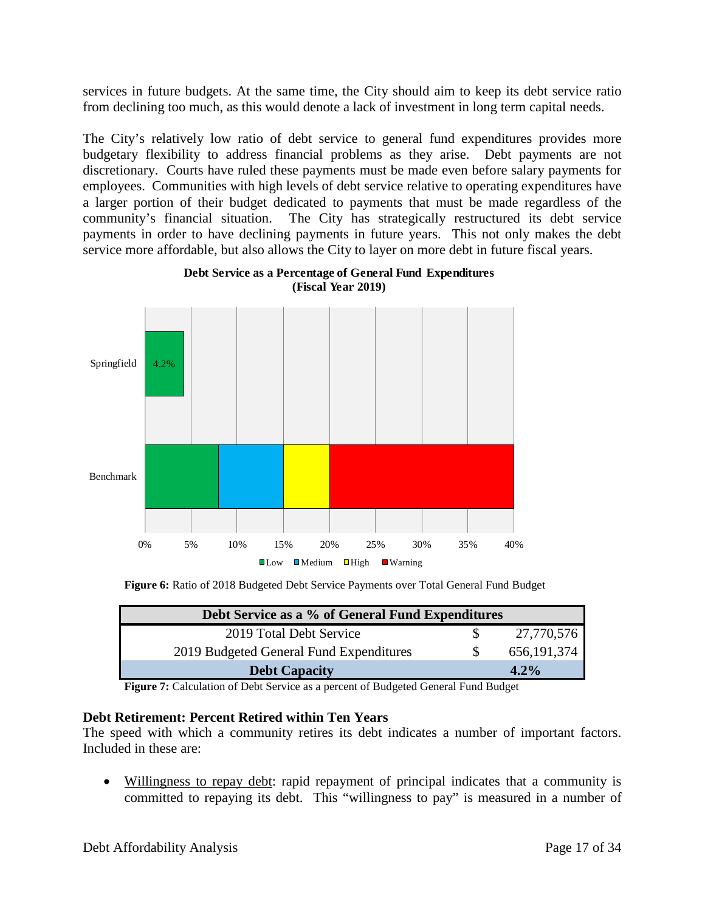services in future budgets. At the same time, the City should aim to keep its debt service ratio from declining too much, as this would denote a lack of investment in long term capital needs.

The City's relatively low ratio of debt service to general fund expenditures provides more budgetary flexibility to address financial problems as they arise. Debt payments are not discretionary. Courts have ruled these payments must be made even before salary payments for employees. Communities with high levels of debt service relative to operating expenditures have a larger portion of their budget dedicated to payments that must be made regardless of the community's financial situation. The City has strategically restructured its debt service payments in order to have declining payments in future years. This not only makes the debt service more affordable, but also allows the City to layer on more debt in future fiscal years.

**Debt Service as a Percentage of General Fund Expenditures (Fiscal Year 2019)**

Springfield: 4.2%

Benchmark: Low (0%–8%), Medium (8%–15%), High (15%–20%), Warning (20%–40%)

Legend: Low, Medium, High, Warning

**Figure 6:** Ratio of 2018 Budgeted Debt Service Payments over Total General Fund Budget

| Debt Service as a % of General Fund Expenditures | | |
|---|---|---|
| 2019 Total Debt Service | $ | 27,770,576 |
| 2019 Budgeted General Fund Expenditures | $ | 656,191,374 |
| **Debt Capacity** | | **4.2%** |

**Figure 7:** Calculation of Debt Service as a percent of Budgeted General Fund Budget

### Debt Retirement: Percent Retired within Ten Years

The speed with which a community retires its debt indicates a number of important factors. Included in these are:

- Willingness to repay debt: rapid repayment of principal indicates that a community is committed to repaying its debt. This "willingness to pay" is measured in a number of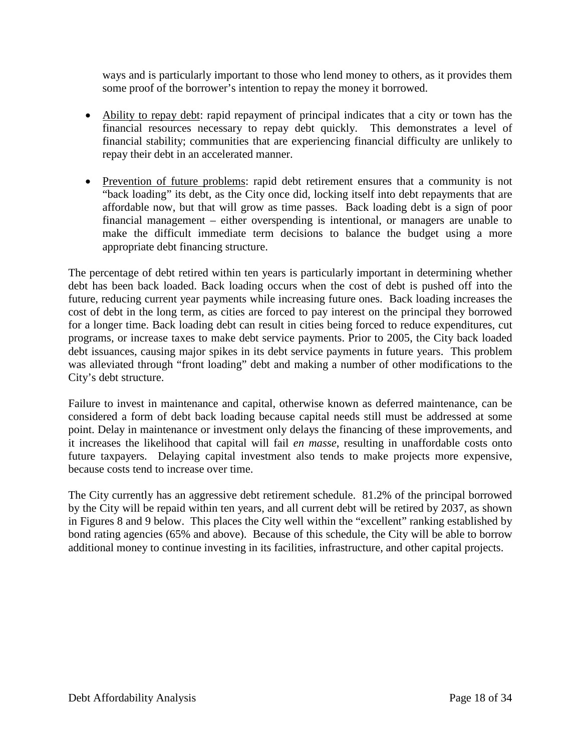ways and is particularly important to those who lend money to others, as it provides them some proof of the borrower's intention to repay the money it borrowed.

- Ability to repay debt: rapid repayment of principal indicates that a city or town has the financial resources necessary to repay debt quickly. This demonstrates a level of financial stability; communities that are experiencing financial difficulty are unlikely to repay their debt in an accelerated manner.

- Prevention of future problems: rapid debt retirement ensures that a community is not "back loading" its debt, as the City once did, locking itself into debt repayments that are affordable now, but that will grow as time passes. Back loading debt is a sign of poor financial management – either overspending is intentional, or managers are unable to make the difficult immediate term decisions to balance the budget using a more appropriate debt financing structure.

The percentage of debt retired within ten years is particularly important in determining whether debt has been back loaded. Back loading occurs when the cost of debt is pushed off into the future, reducing current year payments while increasing future ones. Back loading increases the cost of debt in the long term, as cities are forced to pay interest on the principal they borrowed for a longer time. Back loading debt can result in cities being forced to reduce expenditures, cut programs, or increase taxes to make debt service payments. Prior to 2005, the City back loaded debt issuances, causing major spikes in its debt service payments in future years. This problem was alleviated through "front loading" debt and making a number of other modifications to the City's debt structure.

Failure to invest in maintenance and capital, otherwise known as deferred maintenance, can be considered a form of debt back loading because capital needs still must be addressed at some point. Delay in maintenance or investment only delays the financing of these improvements, and it increases the likelihood that capital will fail *en masse*, resulting in unaffordable costs onto future taxpayers. Delaying capital investment also tends to make projects more expensive, because costs tend to increase over time.

The City currently has an aggressive debt retirement schedule. 81.2% of the principal borrowed by the City will be repaid within ten years, and all current debt will be retired by 2037, as shown in Figures 8 and 9 below. This places the City well within the "excellent" ranking established by bond rating agencies (65% and above). Because of this schedule, the City will be able to borrow additional money to continue investing in its facilities, infrastructure, and other capital projects.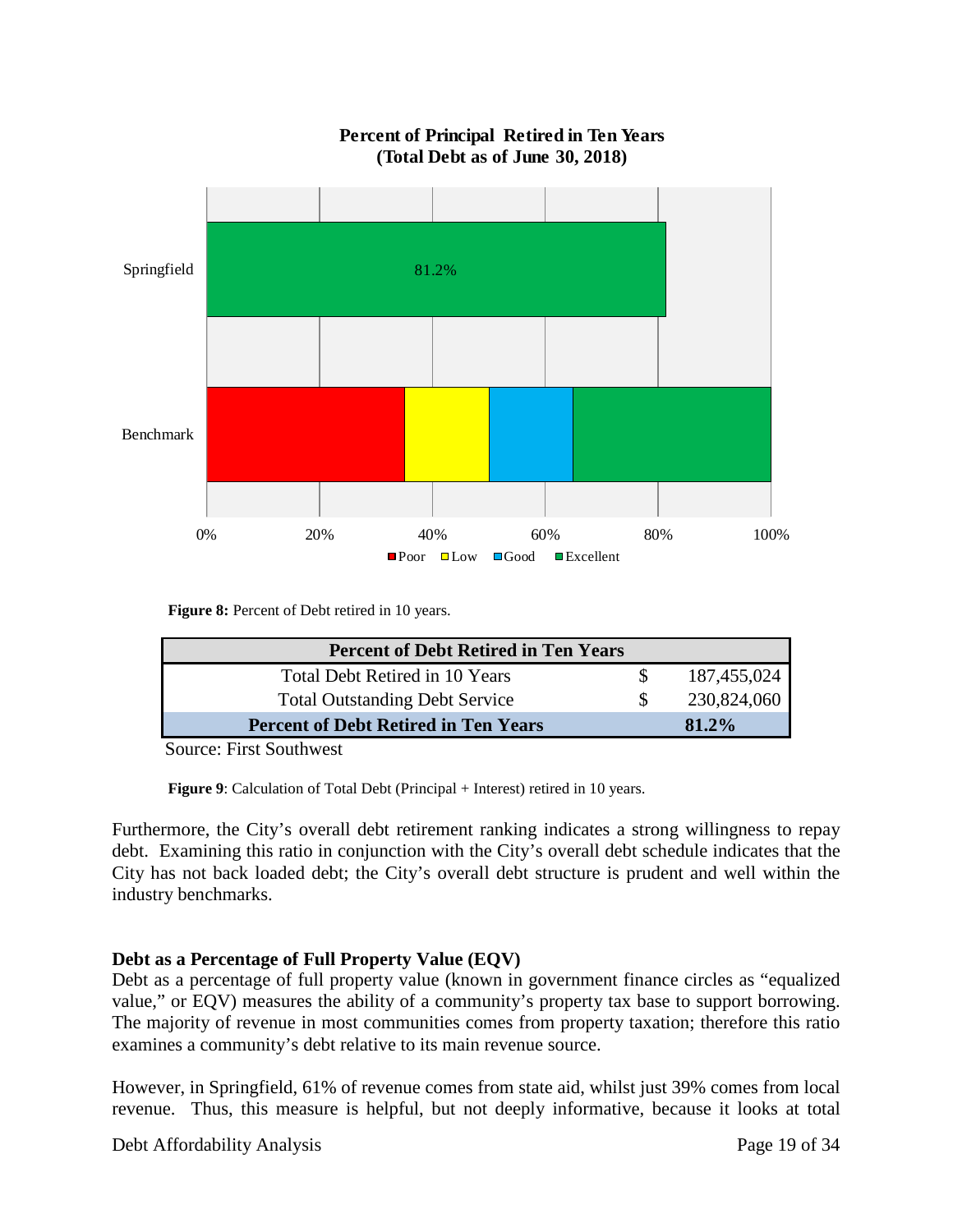**Percent of Principal Retired in Ten Years**
**(Total Debt as of June 30, 2018)**

Springfield: 81.2%

Benchmark: Poor / Low / Good / Excellent

0% 20% 40% 60% 80% 100%

**Figure 8:** Percent of Debt retired in 10 years.

| Percent of Debt Retired in Ten Years | | |
|---|---|---|
| Total Debt Retired in 10 Years | $ | 187,455,024 |
| Total Outstanding Debt Service | $ | 230,824,060 |
| **Percent of Debt Retired in Ten Years** | | **81.2%** |

Source: First Southwest

**Figure 9**: Calculation of Total Debt (Principal + Interest) retired in 10 years.

Furthermore, the City's overall debt retirement ranking indicates a strong willingness to repay debt. Examining this ratio in conjunction with the City's overall debt schedule indicates that the City has not back loaded debt; the City's overall debt structure is prudent and well within the industry benchmarks.

### Debt as a Percentage of Full Property Value (EQV)

Debt as a percentage of full property value (known in government finance circles as "equalized value," or EQV) measures the ability of a community's property tax base to support borrowing. The majority of revenue in most communities comes from property taxation; therefore this ratio examines a community's debt relative to its main revenue source.

However, in Springfield, 61% of revenue comes from state aid, whilst just 39% comes from local revenue. Thus, this measure is helpful, but not deeply informative, because it looks at total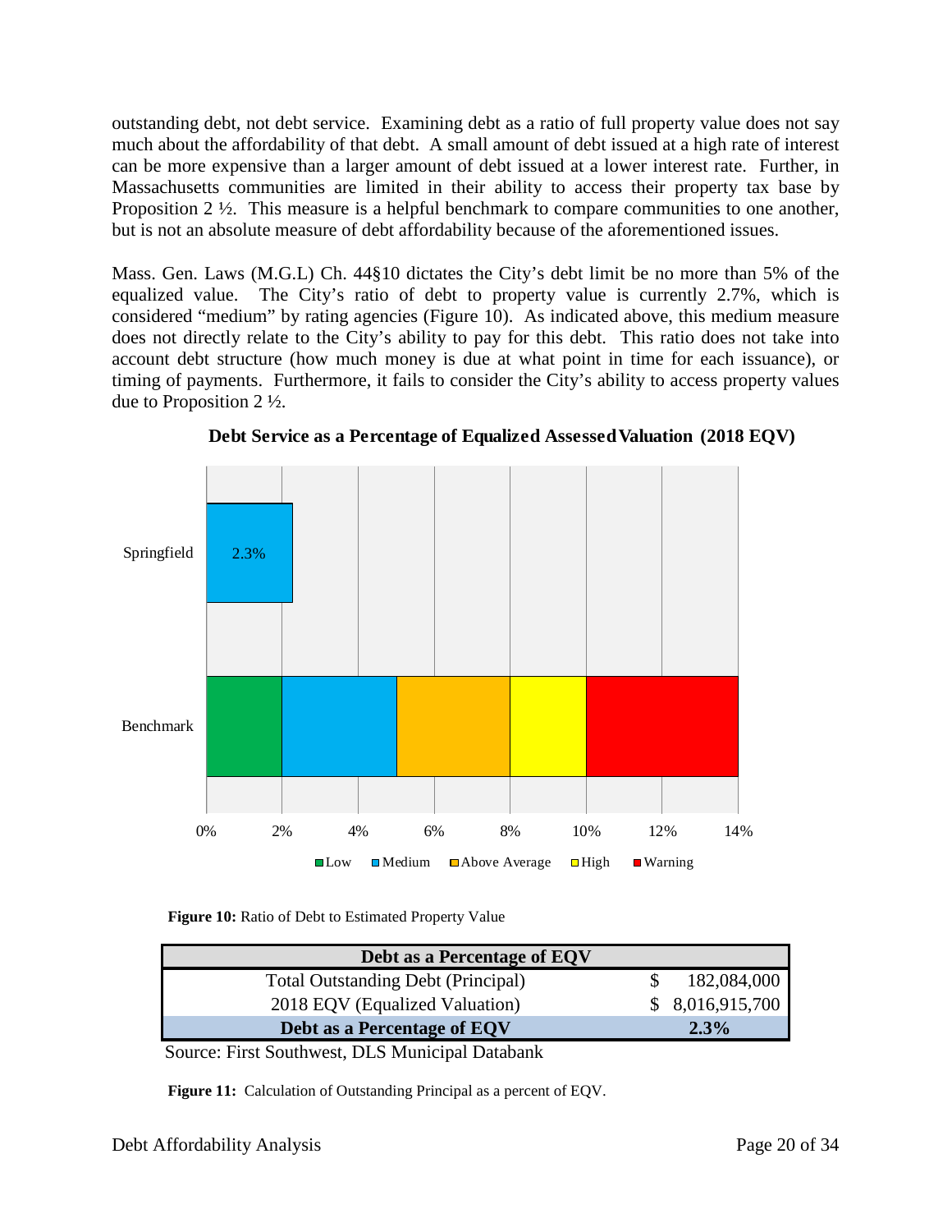outstanding debt, not debt service. Examining debt as a ratio of full property value does not say much about the affordability of that debt. A small amount of debt issued at a high rate of interest can be more expensive than a larger amount of debt issued at a lower interest rate. Further, in Massachusetts communities are limited in their ability to access their property tax base by Proposition 2 ½. This measure is a helpful benchmark to compare communities to one another, but is not an absolute measure of debt affordability because of the aforementioned issues.

Mass. Gen. Laws (M.G.L) Ch. 44§10 dictates the City's debt limit be no more than 5% of the equalized value. The City's ratio of debt to property value is currently 2.7%, which is considered "medium" by rating agencies (Figure 10). As indicated above, this medium measure does not directly relate to the City's ability to pay for this debt. This ratio does not take into account debt structure (how much money is due at what point in time for each issuance), or timing of payments. Furthermore, it fails to consider the City's ability to access property values due to Proposition 2 ½.

**Debt Service as a Percentage of Equalized Assessed Valuation (2018 EQV)**

| | Value |
|---|---|
| Springfield | 2.3% |

| Benchmark | Range |
|---|---|
| Low | 0%–2% |
| Medium | 2%–5% |
| Above Average | 5%–8% |
| High | 8%–10% |
| Warning | 10%–14% |

**Figure 10:** Ratio of Debt to Estimated Property Value

| Debt as a Percentage of EQV | |
|---|---|
| Total Outstanding Debt (Principal) | $ 182,084,000 |
| 2018 EQV (Equalized Valuation) | $ 8,016,915,700 |
| **Debt as a Percentage of EQV** | **2.3%** |

Source: First Southwest, DLS Municipal Databank

**Figure 11:** Calculation of Outstanding Principal as a percent of EQV.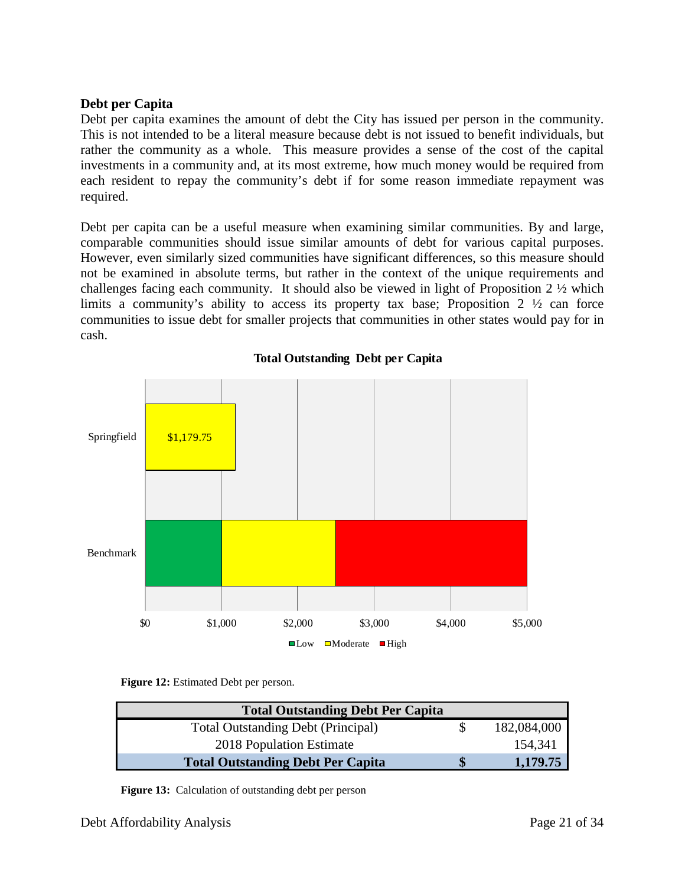**Debt per Capita**

Debt per capita examines the amount of debt the City has issued per person in the community. This is not intended to be a literal measure because debt is not issued to benefit individuals, but rather the community as a whole. This measure provides a sense of the cost of the capital investments in a community and, at its most extreme, how much money would be required from each resident to repay the community's debt if for some reason immediate repayment was required.

Debt per capita can be a useful measure when examining similar communities. By and large, comparable communities should issue similar amounts of debt for various capital purposes. However, even similarly sized communities have significant differences, so this measure should not be examined in absolute terms, but rather in the context of the unique requirements and challenges facing each community. It should also be viewed in light of Proposition 2 ½ which limits a community's ability to access its property tax base; Proposition 2 ½ can force communities to issue debt for smaller projects that communities in other states would pay for in cash.

**Total Outstanding Debt per Capita**

Springfield: $1,179.75

Benchmark: Low ($0–$1,000), Moderate ($1,000–$2,500), High ($2,500–$5,000)

**Figure 12:** Estimated Debt per person.

| Total Outstanding Debt Per Capita | | |
|---|---|---|
| Total Outstanding Debt (Principal) | $ | 182,084,000 |
| 2018 Population Estimate | | 154,341 |
| **Total Outstanding Debt Per Capita** | **$** | **1,179.75** |

**Figure 13:** Calculation of outstanding debt per person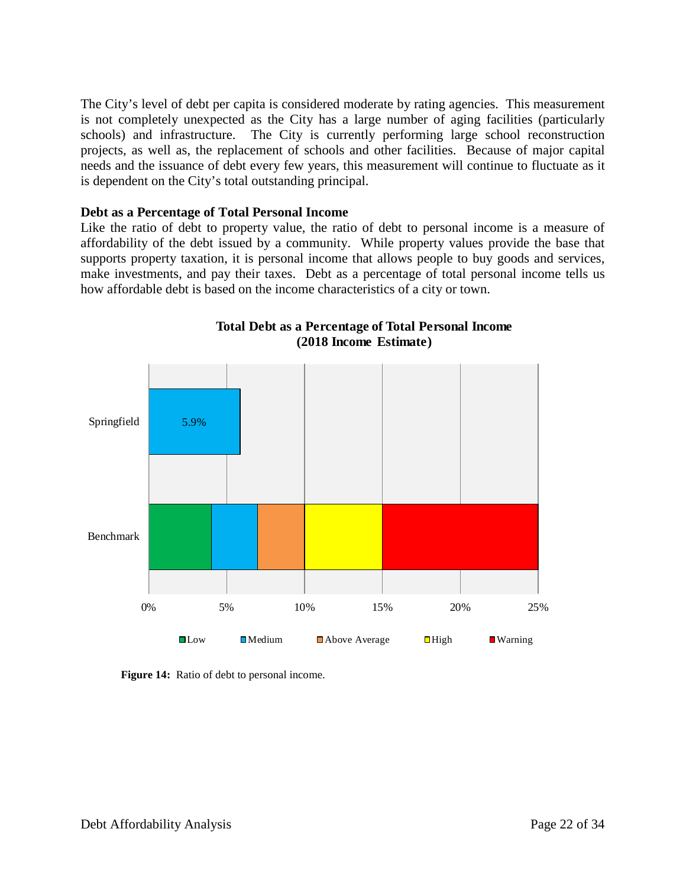The City's level of debt per capita is considered moderate by rating agencies. This measurement is not completely unexpected as the City has a large number of aging facilities (particularly schools) and infrastructure. The City is currently performing large school reconstruction projects, as well as, the replacement of schools and other facilities. Because of major capital needs and the issuance of debt every few years, this measurement will continue to fluctuate as it is dependent on the City's total outstanding principal.

**Debt as a Percentage of Total Personal Income**

Like the ratio of debt to property value, the ratio of debt to personal income is a measure of affordability of the debt issued by a community. While property values provide the base that supports property taxation, it is personal income that allows people to buy goods and services, make investments, and pay their taxes. Debt as a percentage of total personal income tells us how affordable debt is based on the income characteristics of a city or town.

**Total Debt as a Percentage of Total Personal Income (2018 Income Estimate)**

| | Value |
| --- | --- |
| Springfield | 5.9% |

| Benchmark | Range |
| --- | --- |
| Low | 0% – 4% |
| Medium | 4% – 7% |
| Above Average | 7% – 10% |
| High | 10% – 15% |
| Warning | 15% – 25% |

**Figure 14:** Ratio of debt to personal income.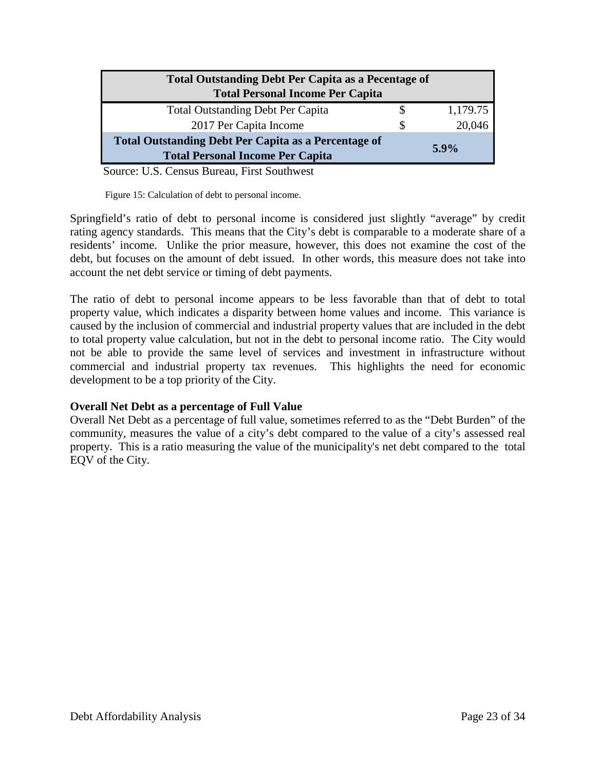| Total Outstanding Debt Per Capita as a Pecentage of Total Personal Income Per Capita | | |
|---|---|---|
| Total Outstanding Debt Per Capita | $ | 1,179.75 |
| 2017 Per Capita Income | $ | 20,046 |
| **Total Outstanding Debt Per Capita as a Percentage of Total Personal Income Per Capita** | | **5.9%** |

Source: U.S. Census Bureau, First Southwest

Figure 15: Calculation of debt to personal income.

Springfield's ratio of debt to personal income is considered just slightly "average" by credit rating agency standards. This means that the City's debt is comparable to a moderate share of a residents' income. Unlike the prior measure, however, this does not examine the cost of the debt, but focuses on the amount of debt issued. In other words, this measure does not take into account the net debt service or timing of debt payments.

The ratio of debt to personal income appears to be less favorable than that of debt to total property value, which indicates a disparity between home values and income. This variance is caused by the inclusion of commercial and industrial property values that are included in the debt to total property value calculation, but not in the debt to personal income ratio. The City would not be able to provide the same level of services and investment in infrastructure without commercial and industrial property tax revenues. This highlights the need for economic development to be a top priority of the City.

**Overall Net Debt as a percentage of Full Value**

Overall Net Debt as a percentage of full value, sometimes referred to as the "Debt Burden" of the community, measures the value of a city's debt compared to the value of a city's assessed real property. This is a ratio measuring the value of the municipality's net debt compared to the total EQV of the City.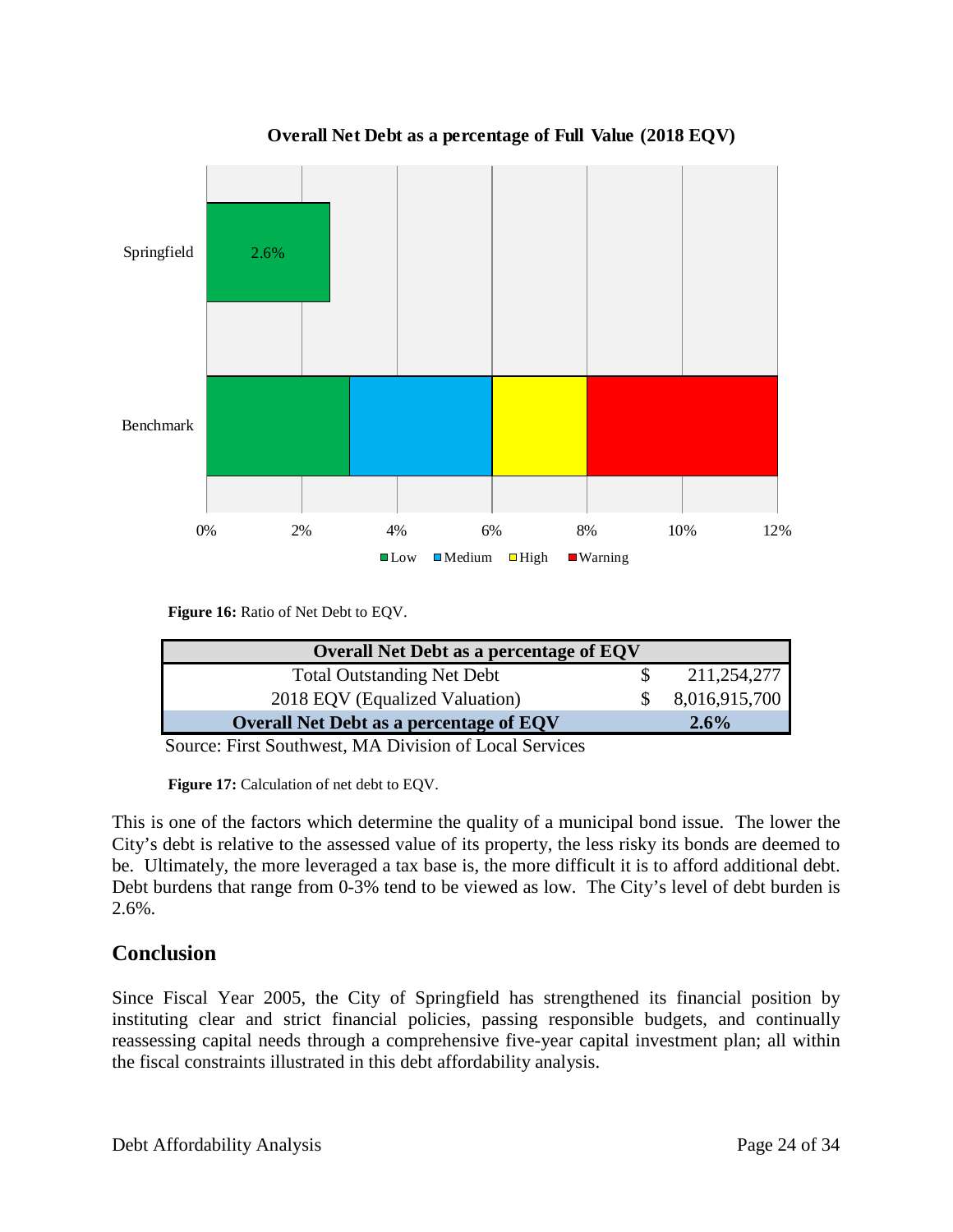**Figure 16:** Ratio of Net Debt to EQV.

| Overall Net Debt as a percentage of EQV | | |
|---|---|---|
| Total Outstanding Net Debt | $ | 211,254,277 |
| 2018 EQV (Equalized Valuation) | $ | 8,016,915,700 |
| **Overall Net Debt as a percentage of EQV** | | **2.6%** |

Source: First Southwest, MA Division of Local Services

**Figure 17:** Calculation of net debt to EQV.

This is one of the factors which determine the quality of a municipal bond issue. The lower the City's debt is relative to the assessed value of its property, the less risky its bonds are deemed to be. Ultimately, the more leveraged a tax base is, the more difficult it is to afford additional debt. Debt burdens that range from 0-3% tend to be viewed as low. The City's level of debt burden is 2.6%.

## Conclusion

Since Fiscal Year 2005, the City of Springfield has strengthened its financial position by instituting clear and strict financial policies, passing responsible budgets, and continually reassessing capital needs through a comprehensive five-year capital investment plan; all within the fiscal constraints illustrated in this debt affordability analysis.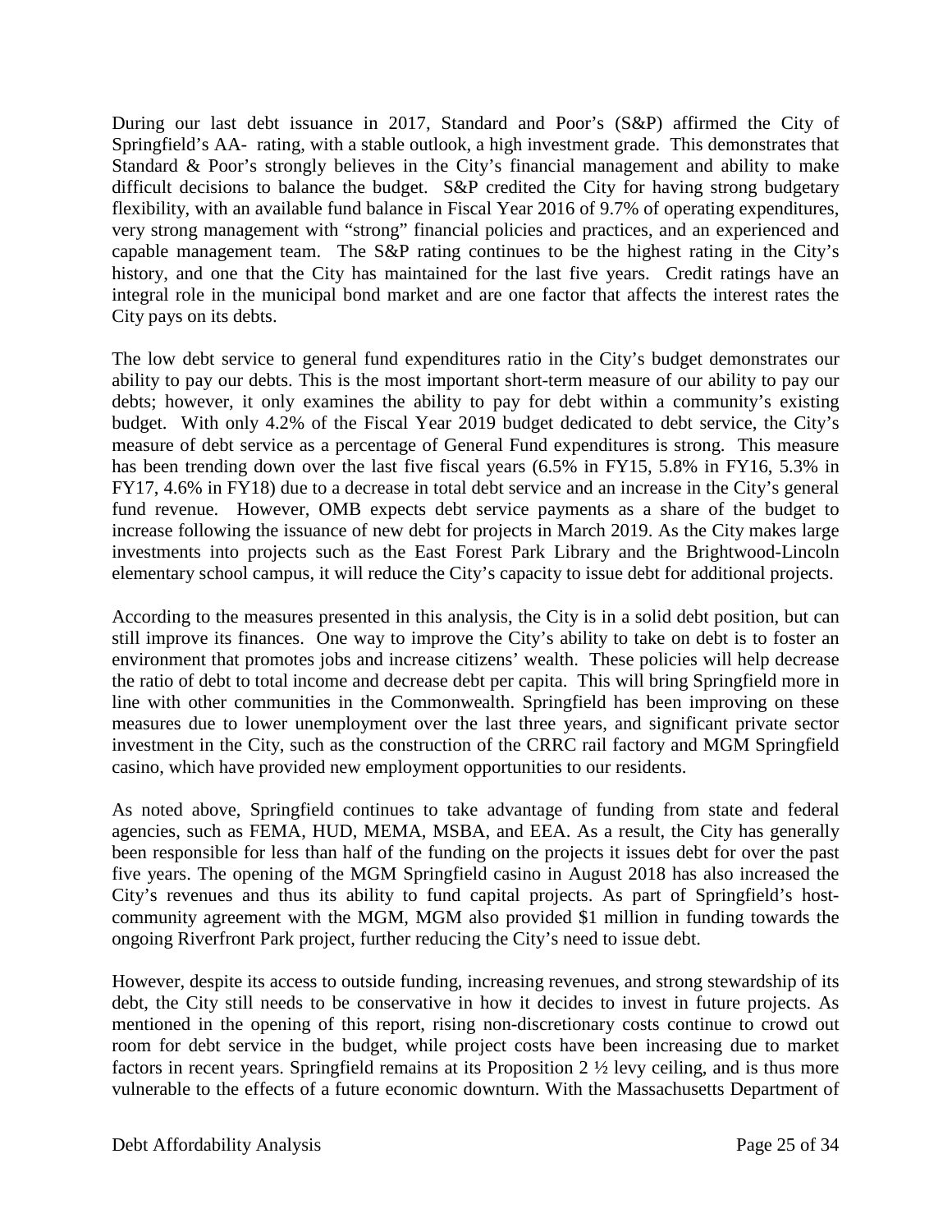During our last debt issuance in 2017, Standard and Poor's (S&P) affirmed the City of Springfield's AA- rating, with a stable outlook, a high investment grade. This demonstrates that Standard & Poor's strongly believes in the City's financial management and ability to make difficult decisions to balance the budget. S&P credited the City for having strong budgetary flexibility, with an available fund balance in Fiscal Year 2016 of 9.7% of operating expenditures, very strong management with "strong" financial policies and practices, and an experienced and capable management team. The S&P rating continues to be the highest rating in the City's history, and one that the City has maintained for the last five years. Credit ratings have an integral role in the municipal bond market and are one factor that affects the interest rates the City pays on its debts.

The low debt service to general fund expenditures ratio in the City's budget demonstrates our ability to pay our debts. This is the most important short-term measure of our ability to pay our debts; however, it only examines the ability to pay for debt within a community's existing budget. With only 4.2% of the Fiscal Year 2019 budget dedicated to debt service, the City's measure of debt service as a percentage of General Fund expenditures is strong. This measure has been trending down over the last five fiscal years (6.5% in FY15, 5.8% in FY16, 5.3% in FY17, 4.6% in FY18) due to a decrease in total debt service and an increase in the City's general fund revenue. However, OMB expects debt service payments as a share of the budget to increase following the issuance of new debt for projects in March 2019. As the City makes large investments into projects such as the East Forest Park Library and the Brightwood-Lincoln elementary school campus, it will reduce the City's capacity to issue debt for additional projects.

According to the measures presented in this analysis, the City is in a solid debt position, but can still improve its finances. One way to improve the City's ability to take on debt is to foster an environment that promotes jobs and increase citizens' wealth. These policies will help decrease the ratio of debt to total income and decrease debt per capita. This will bring Springfield more in line with other communities in the Commonwealth. Springfield has been improving on these measures due to lower unemployment over the last three years, and significant private sector investment in the City, such as the construction of the CRRC rail factory and MGM Springfield casino, which have provided new employment opportunities to our residents.

As noted above, Springfield continues to take advantage of funding from state and federal agencies, such as FEMA, HUD, MEMA, MSBA, and EEA. As a result, the City has generally been responsible for less than half of the funding on the projects it issues debt for over the past five years. The opening of the MGM Springfield casino in August 2018 has also increased the City's revenues and thus its ability to fund capital projects. As part of Springfield's host-community agreement with the MGM, MGM also provided $1 million in funding towards the ongoing Riverfront Park project, further reducing the City's need to issue debt.

However, despite its access to outside funding, increasing revenues, and strong stewardship of its debt, the City still needs to be conservative in how it decides to invest in future projects. As mentioned in the opening of this report, rising non-discretionary costs continue to crowd out room for debt service in the budget, while project costs have been increasing due to market factors in recent years. Springfield remains at its Proposition 2 ½ levy ceiling, and is thus more vulnerable to the effects of a future economic downturn. With the Massachusetts Department of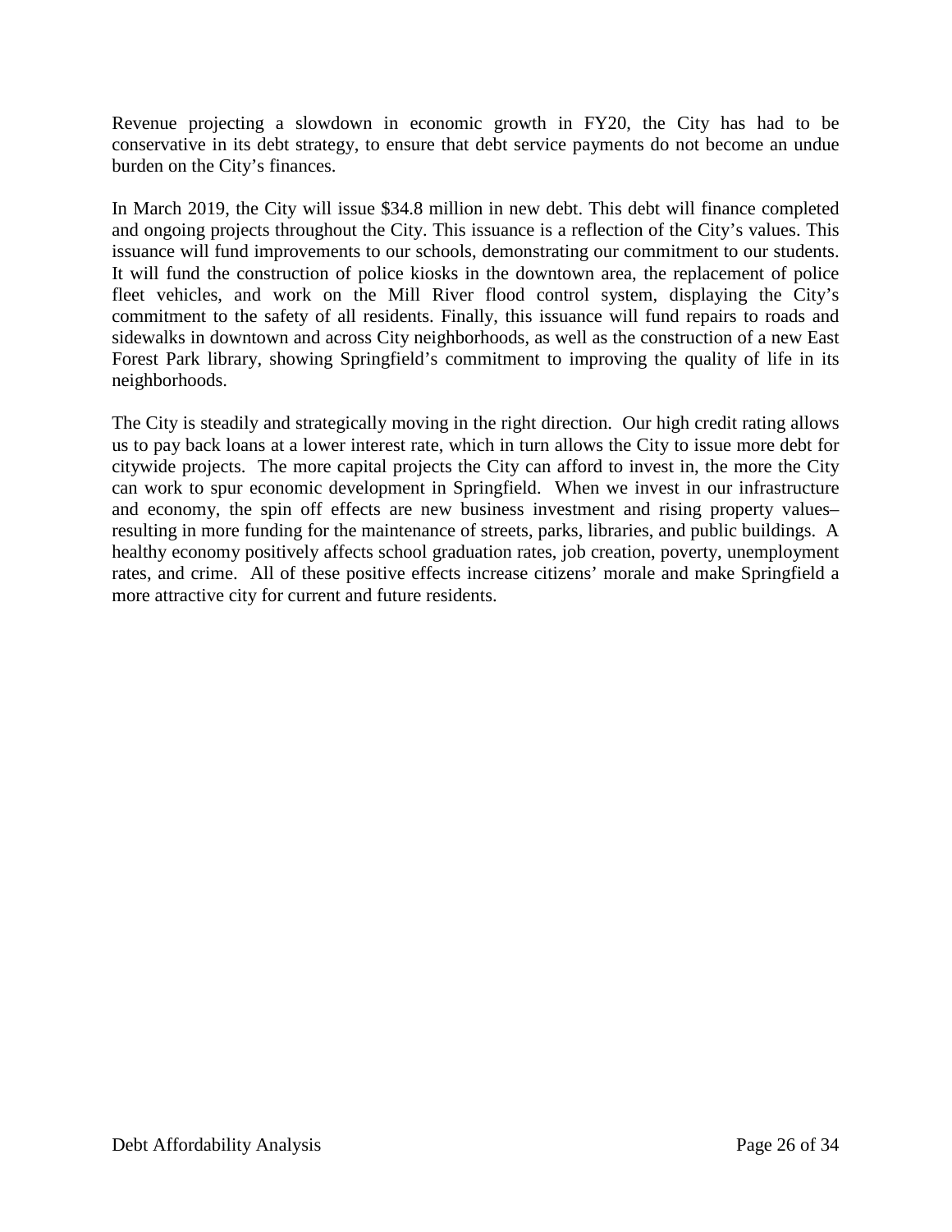Revenue projecting a slowdown in economic growth in FY20, the City has had to be conservative in its debt strategy, to ensure that debt service payments do not become an undue burden on the City's finances.

In March 2019, the City will issue $34.8 million in new debt. This debt will finance completed and ongoing projects throughout the City. This issuance is a reflection of the City's values. This issuance will fund improvements to our schools, demonstrating our commitment to our students. It will fund the construction of police kiosks in the downtown area, the replacement of police fleet vehicles, and work on the Mill River flood control system, displaying the City's commitment to the safety of all residents. Finally, this issuance will fund repairs to roads and sidewalks in downtown and across City neighborhoods, as well as the construction of a new East Forest Park library, showing Springfield's commitment to improving the quality of life in its neighborhoods.

The City is steadily and strategically moving in the right direction. Our high credit rating allows us to pay back loans at a lower interest rate, which in turn allows the City to issue more debt for citywide projects. The more capital projects the City can afford to invest in, the more the City can work to spur economic development in Springfield. When we invest in our infrastructure and economy, the spin off effects are new business investment and rising property values– resulting in more funding for the maintenance of streets, parks, libraries, and public buildings. A healthy economy positively affects school graduation rates, job creation, poverty, unemployment rates, and crime. All of these positive effects increase citizens' morale and make Springfield a more attractive city for current and future residents.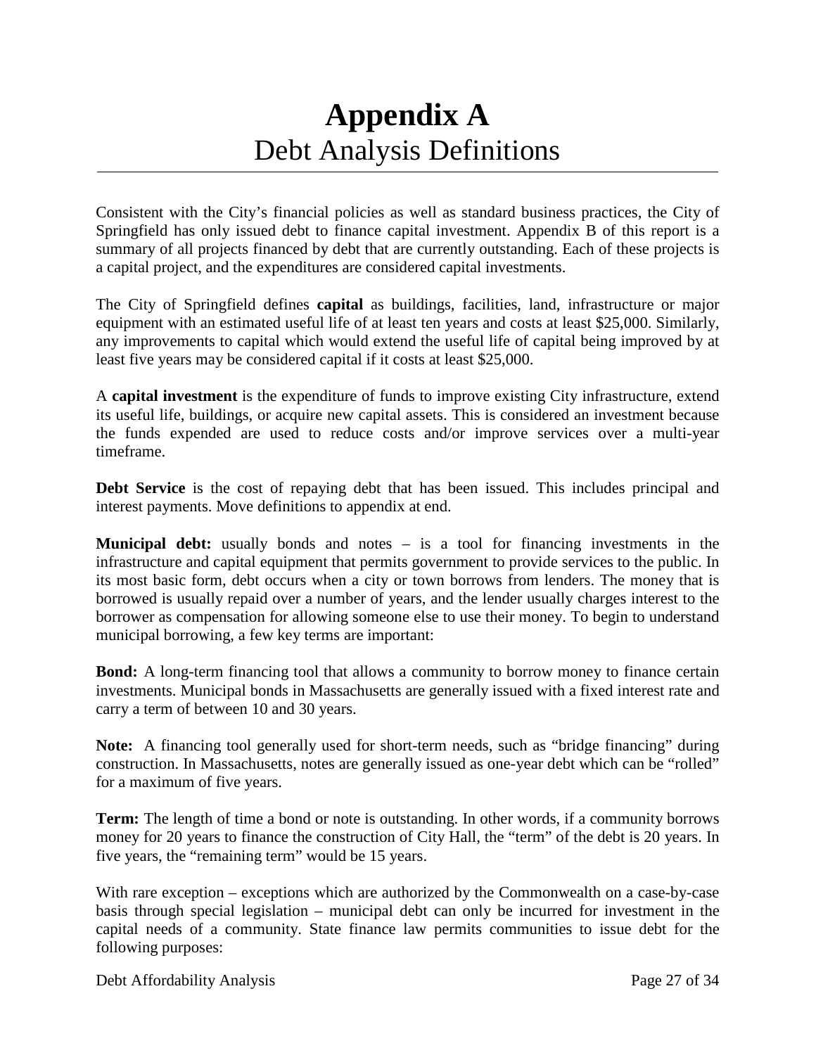# Appendix A
## Debt Analysis Definitions

Consistent with the City's financial policies as well as standard business practices, the City of Springfield has only issued debt to finance capital investment. Appendix B of this report is a summary of all projects financed by debt that are currently outstanding. Each of these projects is a capital project, and the expenditures are considered capital investments.

The City of Springfield defines **capital** as buildings, facilities, land, infrastructure or major equipment with an estimated useful life of at least ten years and costs at least $25,000. Similarly, any improvements to capital which would extend the useful life of capital being improved by at least five years may be considered capital if it costs at least $25,000.

A **capital investment** is the expenditure of funds to improve existing City infrastructure, extend its useful life, buildings, or acquire new capital assets. This is considered an investment because the funds expended are used to reduce costs and/or improve services over a multi-year timeframe.

**Debt Service** is the cost of repaying debt that has been issued. This includes principal and interest payments. Move definitions to appendix at end.

**Municipal debt:** usually bonds and notes – is a tool for financing investments in the infrastructure and capital equipment that permits government to provide services to the public. In its most basic form, debt occurs when a city or town borrows from lenders. The money that is borrowed is usually repaid over a number of years, and the lender usually charges interest to the borrower as compensation for allowing someone else to use their money. To begin to understand municipal borrowing, a few key terms are important:

**Bond:** A long-term financing tool that allows a community to borrow money to finance certain investments. Municipal bonds in Massachusetts are generally issued with a fixed interest rate and carry a term of between 10 and 30 years.

**Note:** A financing tool generally used for short-term needs, such as "bridge financing" during construction. In Massachusetts, notes are generally issued as one-year debt which can be "rolled" for a maximum of five years.

**Term:** The length of time a bond or note is outstanding. In other words, if a community borrows money for 20 years to finance the construction of City Hall, the "term" of the debt is 20 years. In five years, the "remaining term" would be 15 years.

With rare exception – exceptions which are authorized by the Commonwealth on a case-by-case basis through special legislation – municipal debt can only be incurred for investment in the capital needs of a community. State finance law permits communities to issue debt for the following purposes: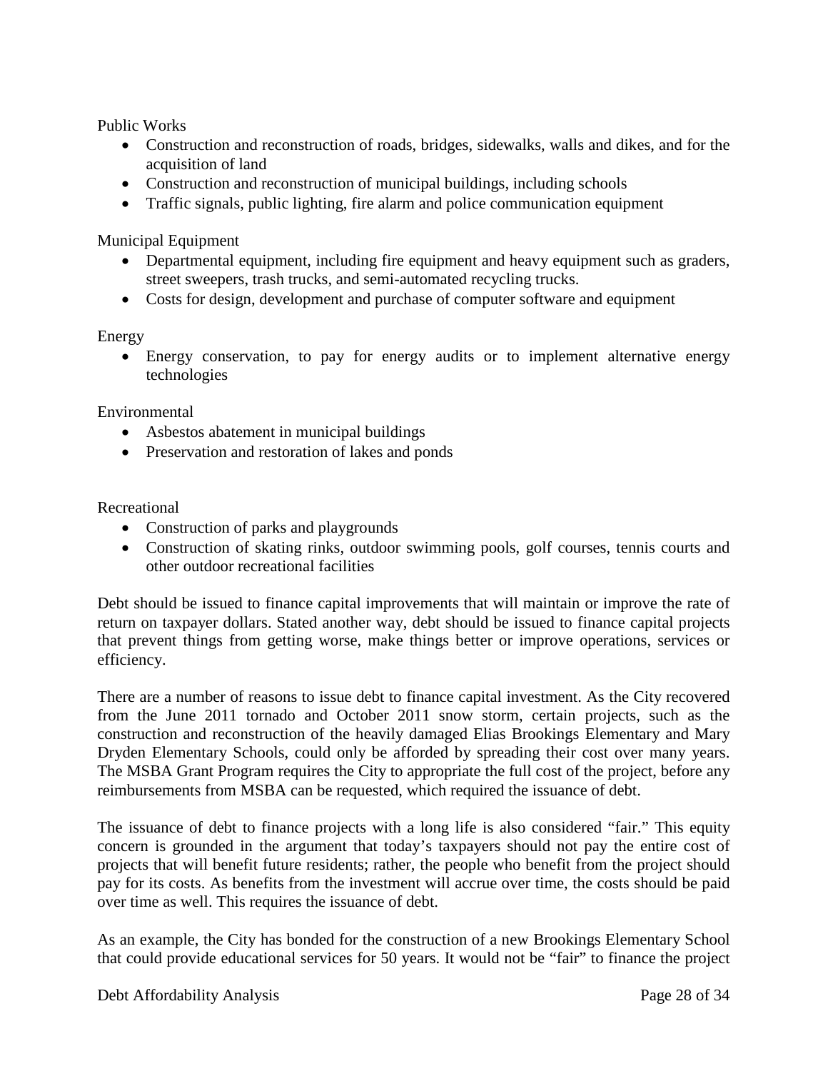Public Works

- Construction and reconstruction of roads, bridges, sidewalks, walls and dikes, and for the acquisition of land
- Construction and reconstruction of municipal buildings, including schools
- Traffic signals, public lighting, fire alarm and police communication equipment

Municipal Equipment

- Departmental equipment, including fire equipment and heavy equipment such as graders, street sweepers, trash trucks, and semi-automated recycling trucks.
- Costs for design, development and purchase of computer software and equipment

Energy

- Energy conservation, to pay for energy audits or to implement alternative energy technologies

Environmental

- Asbestos abatement in municipal buildings
- Preservation and restoration of lakes and ponds

Recreational

- Construction of parks and playgrounds
- Construction of skating rinks, outdoor swimming pools, golf courses, tennis courts and other outdoor recreational facilities

Debt should be issued to finance capital improvements that will maintain or improve the rate of return on taxpayer dollars. Stated another way, debt should be issued to finance capital projects that prevent things from getting worse, make things better or improve operations, services or efficiency.

There are a number of reasons to issue debt to finance capital investment. As the City recovered from the June 2011 tornado and October 2011 snow storm, certain projects, such as the construction and reconstruction of the heavily damaged Elias Brookings Elementary and Mary Dryden Elementary Schools, could only be afforded by spreading their cost over many years. The MSBA Grant Program requires the City to appropriate the full cost of the project, before any reimbursements from MSBA can be requested, which required the issuance of debt.

The issuance of debt to finance projects with a long life is also considered "fair." This equity concern is grounded in the argument that today's taxpayers should not pay the entire cost of projects that will benefit future residents; rather, the people who benefit from the project should pay for its costs. As benefits from the investment will accrue over time, the costs should be paid over time as well. This requires the issuance of debt.

As an example, the City has bonded for the construction of a new Brookings Elementary School that could provide educational services for 50 years. It would not be "fair" to finance the project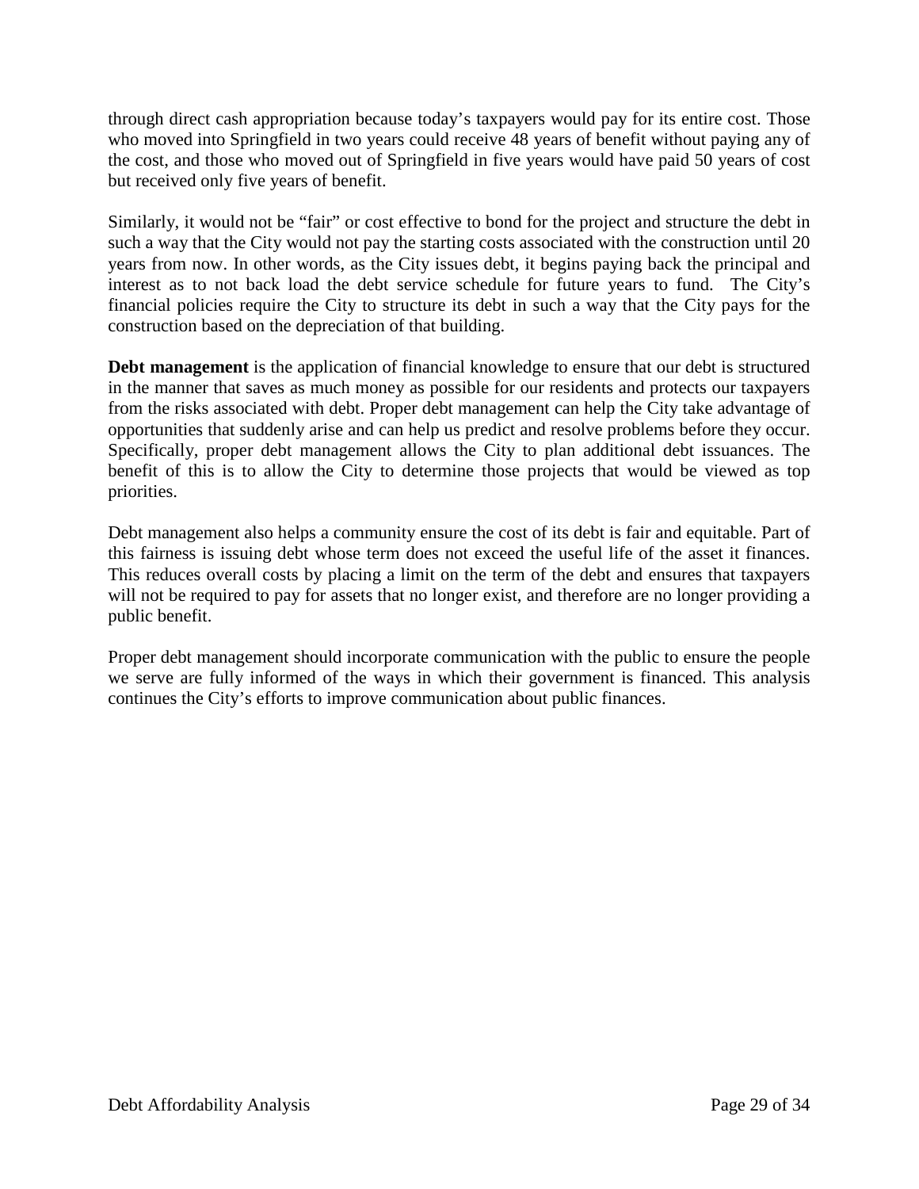through direct cash appropriation because today's taxpayers would pay for its entire cost. Those who moved into Springfield in two years could receive 48 years of benefit without paying any of the cost, and those who moved out of Springfield in five years would have paid 50 years of cost but received only five years of benefit.

Similarly, it would not be "fair" or cost effective to bond for the project and structure the debt in such a way that the City would not pay the starting costs associated with the construction until 20 years from now. In other words, as the City issues debt, it begins paying back the principal and interest as to not back load the debt service schedule for future years to fund. The City's financial policies require the City to structure its debt in such a way that the City pays for the construction based on the depreciation of that building.

**Debt management** is the application of financial knowledge to ensure that our debt is structured in the manner that saves as much money as possible for our residents and protects our taxpayers from the risks associated with debt. Proper debt management can help the City take advantage of opportunities that suddenly arise and can help us predict and resolve problems before they occur. Specifically, proper debt management allows the City to plan additional debt issuances. The benefit of this is to allow the City to determine those projects that would be viewed as top priorities.

Debt management also helps a community ensure the cost of its debt is fair and equitable. Part of this fairness is issuing debt whose term does not exceed the useful life of the asset it finances. This reduces overall costs by placing a limit on the term of the debt and ensures that taxpayers will not be required to pay for assets that no longer exist, and therefore are no longer providing a public benefit.

Proper debt management should incorporate communication with the public to ensure the people we serve are fully informed of the ways in which their government is financed. This analysis continues the City's efforts to improve communication about public finances.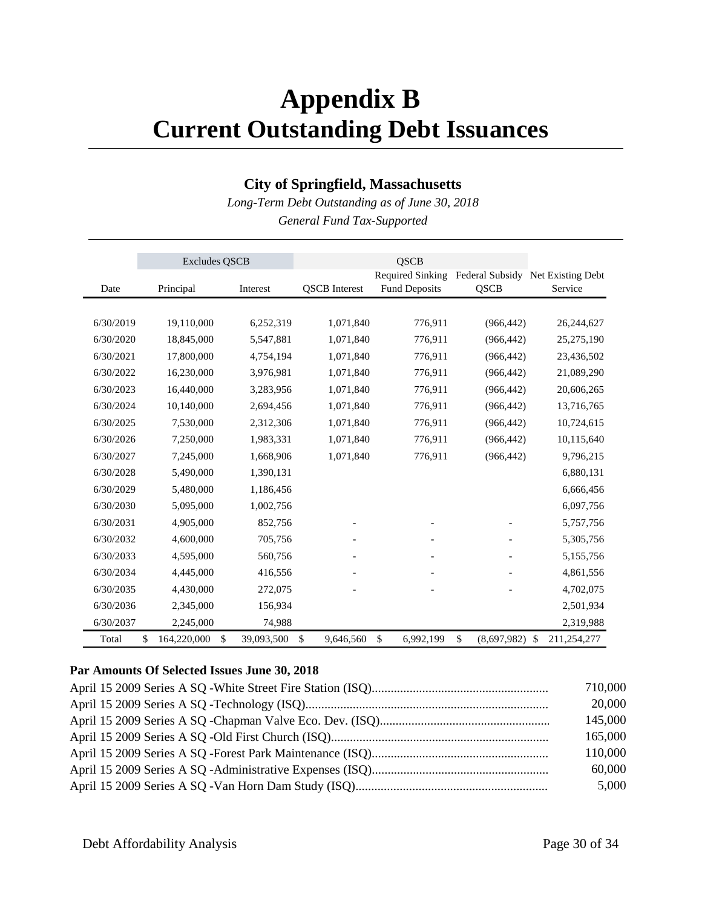# Appendix B
# Current Outstanding Debt Issuances

### City of Springfield, Massachusetts

*Long-Term Debt Outstanding as of June 30, 2018*

*General Fund Tax-Supported*

| | Excludes QSCB | | QSCB | | | |
|---|---|---|---|---|---|---|
| Date | Principal | Interest | QSCB Interest | Required Sinking Fund Deposits | Federal Subsidy QSCB | Net Existing Debt Service |
| 6/30/2019 | 19,110,000 | 6,252,319 | 1,071,840 | 776,911 | (966,442) | 26,244,627 |
| 6/30/2020 | 18,845,000 | 5,547,881 | 1,071,840 | 776,911 | (966,442) | 25,275,190 |
| 6/30/2021 | 17,800,000 | 4,754,194 | 1,071,840 | 776,911 | (966,442) | 23,436,502 |
| 6/30/2022 | 16,230,000 | 3,976,981 | 1,071,840 | 776,911 | (966,442) | 21,089,290 |
| 6/30/2023 | 16,440,000 | 3,283,956 | 1,071,840 | 776,911 | (966,442) | 20,606,265 |
| 6/30/2024 | 10,140,000 | 2,694,456 | 1,071,840 | 776,911 | (966,442) | 13,716,765 |
| 6/30/2025 | 7,530,000 | 2,312,306 | 1,071,840 | 776,911 | (966,442) | 10,724,615 |
| 6/30/2026 | 7,250,000 | 1,983,331 | 1,071,840 | 776,911 | (966,442) | 10,115,640 |
| 6/30/2027 | 7,245,000 | 1,668,906 | 1,071,840 | 776,911 | (966,442) | 9,796,215 |
| 6/30/2028 | 5,490,000 | 1,390,131 | | | | 6,880,131 |
| 6/30/2029 | 5,480,000 | 1,186,456 | | | | 6,666,456 |
| 6/30/2030 | 5,095,000 | 1,002,756 | | | | 6,097,756 |
| 6/30/2031 | 4,905,000 | 852,756 | - | - | - | 5,757,756 |
| 6/30/2032 | 4,600,000 | 705,756 | - | - | - | 5,305,756 |
| 6/30/2033 | 4,595,000 | 560,756 | - | - | - | 5,155,756 |
| 6/30/2034 | 4,445,000 | 416,556 | - | - | - | 4,861,556 |
| 6/30/2035 | 4,430,000 | 272,075 | - | - | - | 4,702,075 |
| 6/30/2036 | 2,345,000 | 156,934 | | | | 2,501,934 |
| 6/30/2037 | 2,245,000 | 74,988 | | | | 2,319,988 |
| Total | $ 164,220,000 | $ 39,093,500 | $ 9,646,560 | $ 6,992,199 | $ (8,697,982) | $ 211,254,277 |

**Par Amounts Of Selected Issues June 30, 2018**

| | |
|---|---|
| April 15 2009 Series A SQ -White Street Fire Station (ISQ) | 710,000 |
| April 15 2009 Series A SQ -Technology (ISQ) | 20,000 |
| April 15 2009 Series A SQ -Chapman Valve Eco. Dev. (ISQ) | 145,000 |
| April 15 2009 Series A SQ -Old First Church (ISQ) | 165,000 |
| April 15 2009 Series A SQ -Forest Park Maintenance (ISQ) | 110,000 |
| April 15 2009 Series A SQ -Administrative Expenses (ISQ) | 60,000 |
| April 15 2009 Series A SQ -Van Horn Dam Study (ISQ) | 5,000 |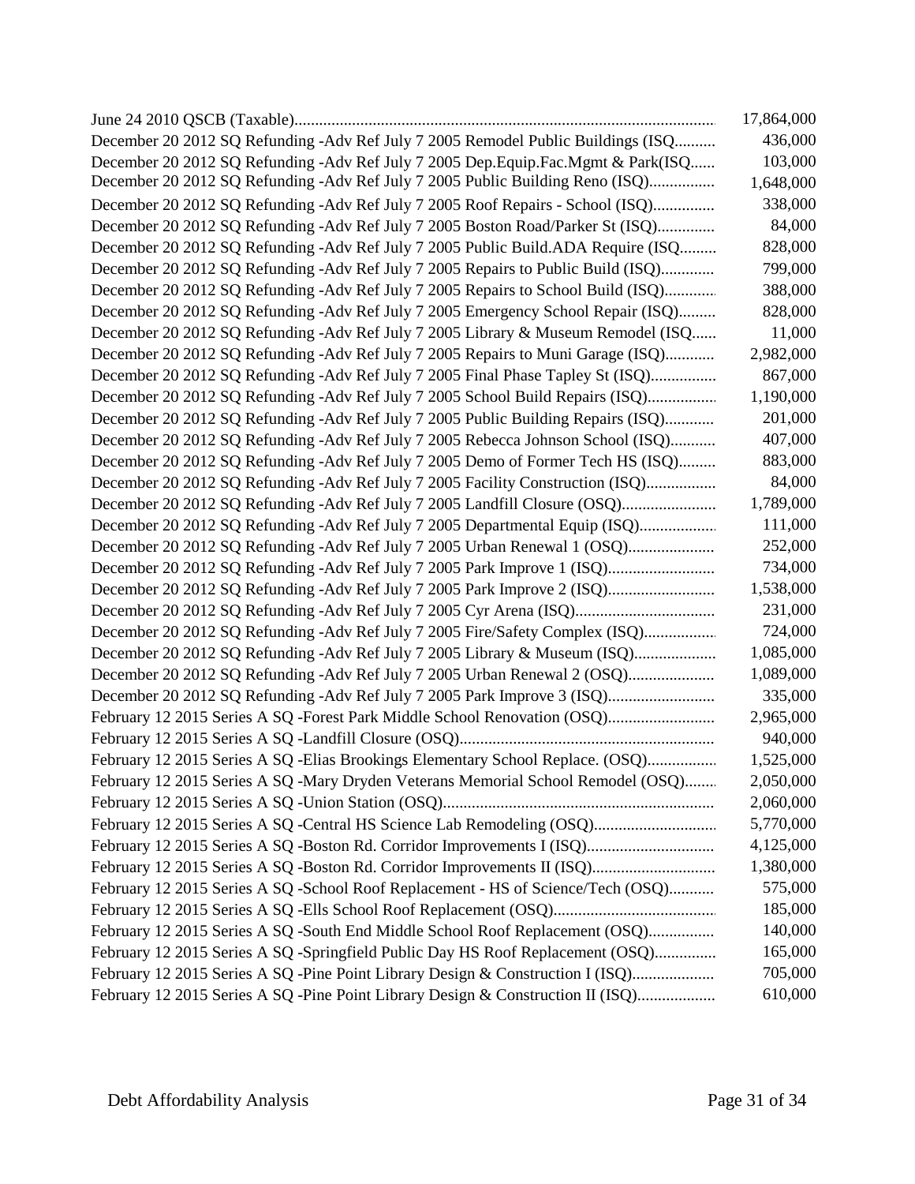| | |
|---|---|
| June 24 2010 QSCB (Taxable) | 17,864,000 |
| December 20 2012 SQ Refunding -Adv Ref July 7 2005 Remodel Public Buildings (ISQ | 436,000 |
| December 20 2012 SQ Refunding -Adv Ref July 7 2005 Dep.Equip.Fac.Mgmt & Park(ISQ | 103,000 |
| December 20 2012 SQ Refunding -Adv Ref July 7 2005 Public Building Reno (ISQ) | 1,648,000 |
| December 20 2012 SQ Refunding -Adv Ref July 7 2005 Roof Repairs - School (ISQ) | 338,000 |
| December 20 2012 SQ Refunding -Adv Ref July 7 2005 Boston Road/Parker St (ISQ) | 84,000 |
| December 20 2012 SQ Refunding -Adv Ref July 7 2005 Public Build.ADA Require (ISQ | 828,000 |
| December 20 2012 SQ Refunding -Adv Ref July 7 2005 Repairs to Public Build (ISQ) | 799,000 |
| December 20 2012 SQ Refunding -Adv Ref July 7 2005 Repairs to School Build (ISQ) | 388,000 |
| December 20 2012 SQ Refunding -Adv Ref July 7 2005 Emergency School Repair (ISQ) | 828,000 |
| December 20 2012 SQ Refunding -Adv Ref July 7 2005 Library & Museum Remodel (ISQ | 11,000 |
| December 20 2012 SQ Refunding -Adv Ref July 7 2005 Repairs to Muni Garage (ISQ) | 2,982,000 |
| December 20 2012 SQ Refunding -Adv Ref July 7 2005 Final Phase Tapley St (ISQ) | 867,000 |
| December 20 2012 SQ Refunding -Adv Ref July 7 2005 School Build Repairs (ISQ) | 1,190,000 |
| December 20 2012 SQ Refunding -Adv Ref July 7 2005 Public Building Repairs (ISQ) | 201,000 |
| December 20 2012 SQ Refunding -Adv Ref July 7 2005 Rebecca Johnson School (ISQ) | 407,000 |
| December 20 2012 SQ Refunding -Adv Ref July 7 2005 Demo of Former Tech HS (ISQ) | 883,000 |
| December 20 2012 SQ Refunding -Adv Ref July 7 2005 Facility Construction (ISQ) | 84,000 |
| December 20 2012 SQ Refunding -Adv Ref July 7 2005 Landfill Closure (OSQ) | 1,789,000 |
| December 20 2012 SQ Refunding -Adv Ref July 7 2005 Departmental Equip (ISQ) | 111,000 |
| December 20 2012 SQ Refunding -Adv Ref July 7 2005 Urban Renewal 1 (OSQ) | 252,000 |
| December 20 2012 SQ Refunding -Adv Ref July 7 2005 Park Improve 1 (ISQ) | 734,000 |
| December 20 2012 SQ Refunding -Adv Ref July 7 2005 Park Improve 2 (ISQ) | 1,538,000 |
| December 20 2012 SQ Refunding -Adv Ref July 7 2005 Cyr Arena (ISQ) | 231,000 |
| December 20 2012 SQ Refunding -Adv Ref July 7 2005 Fire/Safety Complex (ISQ) | 724,000 |
| December 20 2012 SQ Refunding -Adv Ref July 7 2005 Library & Museum (ISQ) | 1,085,000 |
| December 20 2012 SQ Refunding -Adv Ref July 7 2005 Urban Renewal 2 (OSQ) | 1,089,000 |
| December 20 2012 SQ Refunding -Adv Ref July 7 2005 Park Improve 3 (ISQ) | 335,000 |
| February 12 2015 Series A SQ -Forest Park Middle School Renovation (OSQ) | 2,965,000 |
| February 12 2015 Series A SQ -Landfill Closure (OSQ) | 940,000 |
| February 12 2015 Series A SQ -Elias Brookings Elementary School Replace. (OSQ) | 1,525,000 |
| February 12 2015 Series A SQ -Mary Dryden Veterans Memorial School Remodel (OSQ) | 2,050,000 |
| February 12 2015 Series A SQ -Union Station (OSQ) | 2,060,000 |
| February 12 2015 Series A SQ -Central HS Science Lab Remodeling (OSQ) | 5,770,000 |
| February 12 2015 Series A SQ -Boston Rd. Corridor Improvements I (ISQ) | 4,125,000 |
| February 12 2015 Series A SQ -Boston Rd. Corridor Improvements II (ISQ) | 1,380,000 |
| February 12 2015 Series A SQ -School Roof Replacement - HS of Science/Tech (OSQ) | 575,000 |
| February 12 2015 Series A SQ -Ells School Roof Replacement (OSQ) | 185,000 |
| February 12 2015 Series A SQ -South End Middle School Roof Replacement (OSQ) | 140,000 |
| February 12 2015 Series A SQ -Springfield Public Day HS Roof Replacement (OSQ) | 165,000 |
| February 12 2015 Series A SQ -Pine Point Library Design & Construction I (ISQ) | 705,000 |
| February 12 2015 Series A SQ -Pine Point Library Design & Construction II (ISQ) | 610,000 |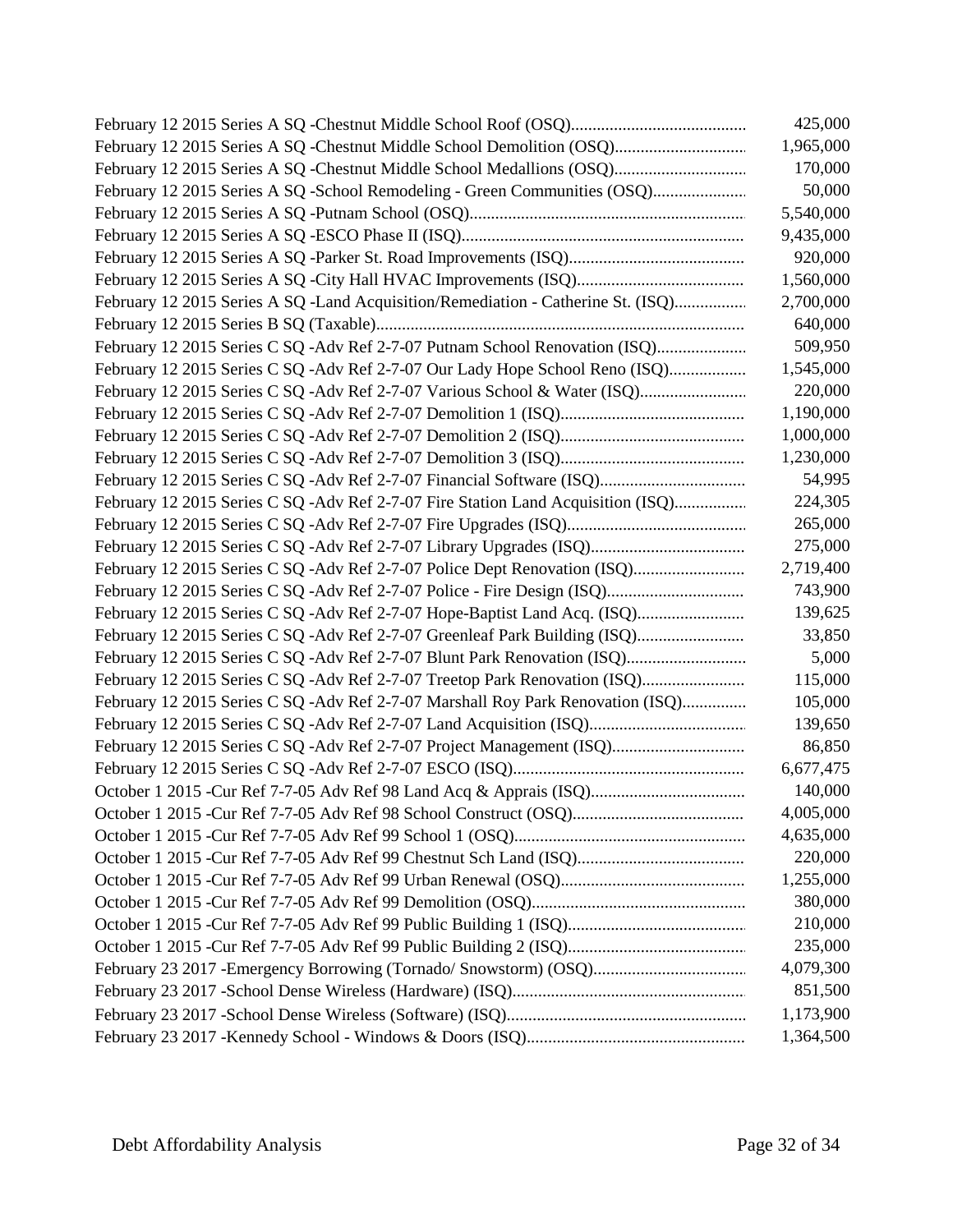| | |
|---|---|
| February 12 2015 Series A SQ -Chestnut Middle School Roof (OSQ) | 425,000 |
| February 12 2015 Series A SQ -Chestnut Middle School Demolition (OSQ) | 1,965,000 |
| February 12 2015 Series A SQ -Chestnut Middle School Medallions (OSQ) | 170,000 |
| February 12 2015 Series A SQ -School Remodeling - Green Communities (OSQ) | 50,000 |
| February 12 2015 Series A SQ -Putnam School (OSQ) | 5,540,000 |
| February 12 2015 Series A SQ -ESCO Phase II (ISQ) | 9,435,000 |
| February 12 2015 Series A SQ -Parker St. Road Improvements (ISQ) | 920,000 |
| February 12 2015 Series A SQ -City Hall HVAC Improvements (ISQ) | 1,560,000 |
| February 12 2015 Series A SQ -Land Acquisition/Remediation - Catherine St. (ISQ) | 2,700,000 |
| February 12 2015 Series B SQ (Taxable) | 640,000 |
| February 12 2015 Series C SQ -Adv Ref 2-7-07 Putnam School Renovation (ISQ) | 509,950 |
| February 12 2015 Series C SQ -Adv Ref 2-7-07 Our Lady Hope School Reno (ISQ) | 1,545,000 |
| February 12 2015 Series C SQ -Adv Ref 2-7-07 Various School & Water (ISQ) | 220,000 |
| February 12 2015 Series C SQ -Adv Ref 2-7-07 Demolition 1 (ISQ) | 1,190,000 |
| February 12 2015 Series C SQ -Adv Ref 2-7-07 Demolition 2 (ISQ) | 1,000,000 |
| February 12 2015 Series C SQ -Adv Ref 2-7-07 Demolition 3 (ISQ) | 1,230,000 |
| February 12 2015 Series C SQ -Adv Ref 2-7-07 Financial Software (ISQ) | 54,995 |
| February 12 2015 Series C SQ -Adv Ref 2-7-07 Fire Station Land Acquisition (ISQ) | 224,305 |
| February 12 2015 Series C SQ -Adv Ref 2-7-07 Fire Upgrades (ISQ) | 265,000 |
| February 12 2015 Series C SQ -Adv Ref 2-7-07 Library Upgrades (ISQ) | 275,000 |
| February 12 2015 Series C SQ -Adv Ref 2-7-07 Police Dept Renovation (ISQ) | 2,719,400 |
| February 12 2015 Series C SQ -Adv Ref 2-7-07 Police - Fire Design (ISQ) | 743,900 |
| February 12 2015 Series C SQ -Adv Ref 2-7-07 Hope-Baptist Land Acq. (ISQ) | 139,625 |
| February 12 2015 Series C SQ -Adv Ref 2-7-07 Greenleaf Park Building (ISQ) | 33,850 |
| February 12 2015 Series C SQ -Adv Ref 2-7-07 Blunt Park Renovation (ISQ) | 5,000 |
| February 12 2015 Series C SQ -Adv Ref 2-7-07 Treetop Park Renovation (ISQ) | 115,000 |
| February 12 2015 Series C SQ -Adv Ref 2-7-07 Marshall Roy Park Renovation (ISQ) | 105,000 |
| February 12 2015 Series C SQ -Adv Ref 2-7-07 Land Acquisition (ISQ) | 139,650 |
| February 12 2015 Series C SQ -Adv Ref 2-7-07 Project Management (ISQ) | 86,850 |
| February 12 2015 Series C SQ -Adv Ref 2-7-07 ESCO (ISQ) | 6,677,475 |
| October 1 2015 -Cur Ref 7-7-05 Adv Ref 98 Land Acq & Apprais (ISQ) | 140,000 |
| October 1 2015 -Cur Ref 7-7-05 Adv Ref 98 School Construct (OSQ) | 4,005,000 |
| October 1 2015 -Cur Ref 7-7-05 Adv Ref 99 School 1 (OSQ) | 4,635,000 |
| October 1 2015 -Cur Ref 7-7-05 Adv Ref 99 Chestnut Sch Land (ISQ) | 220,000 |
| October 1 2015 -Cur Ref 7-7-05 Adv Ref 99 Urban Renewal (OSQ) | 1,255,000 |
| October 1 2015 -Cur Ref 7-7-05 Adv Ref 99 Demolition (OSQ) | 380,000 |
| October 1 2015 -Cur Ref 7-7-05 Adv Ref 99 Public Building 1 (ISQ) | 210,000 |
| October 1 2015 -Cur Ref 7-7-05 Adv Ref 99 Public Building 2 (ISQ) | 235,000 |
| February 23 2017 -Emergency Borrowing (Tornado/ Snowstorm) (OSQ) | 4,079,300 |
| February 23 2017 -School Dense Wireless (Hardware) (ISQ) | 851,500 |
| February 23 2017 -School Dense Wireless (Software) (ISQ) | 1,173,900 |
| February 23 2017 -Kennedy School - Windows & Doors (ISQ) | 1,364,500 |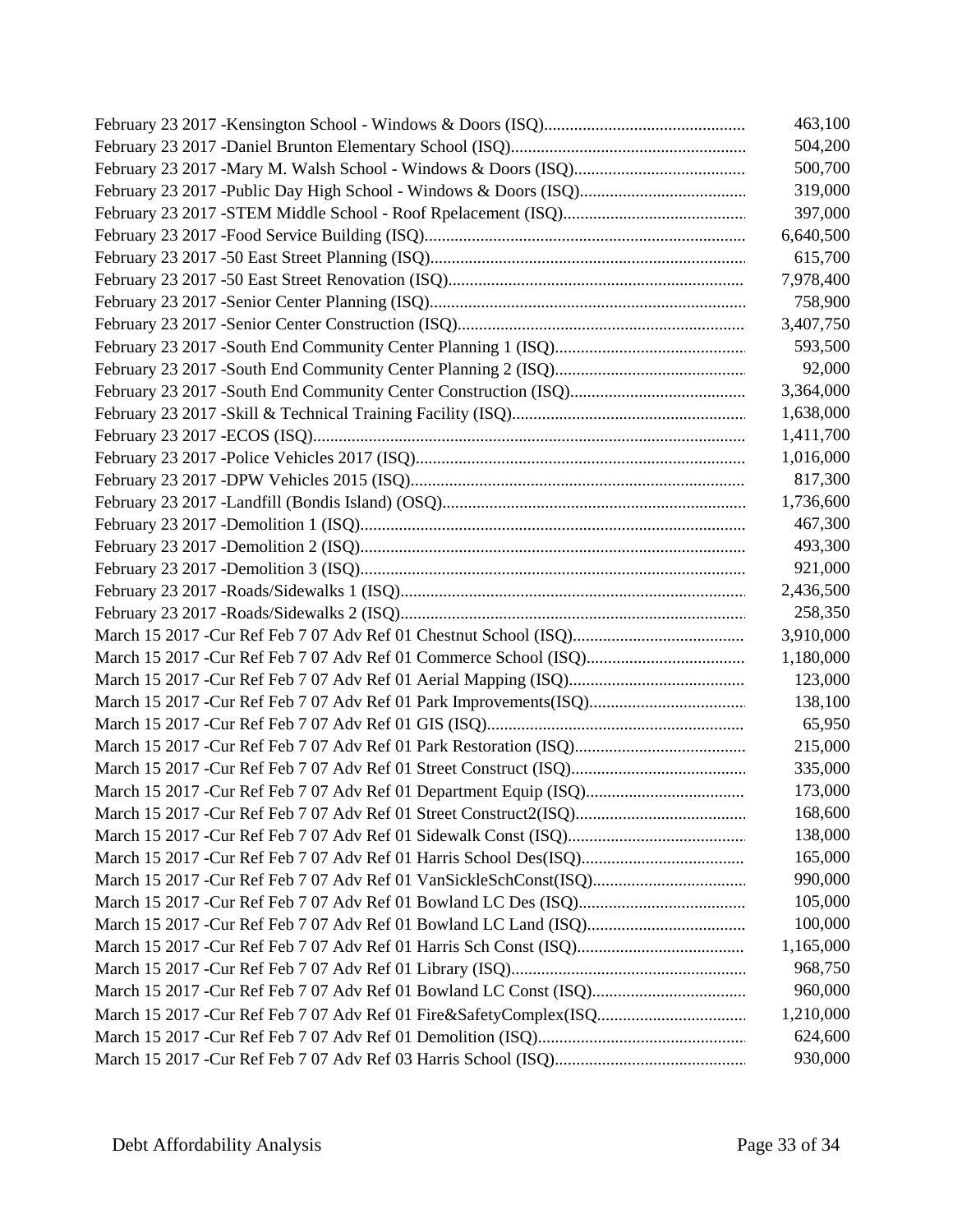| | |
|---|---:|
| February 23 2017 -Kensington School - Windows & Doors (ISQ) | 463,100 |
| February 23 2017 -Daniel Brunton Elementary School (ISQ) | 504,200 |
| February 23 2017 -Mary M. Walsh School - Windows & Doors (ISQ) | 500,700 |
| February 23 2017 -Public Day High School - Windows & Doors (ISQ) | 319,000 |
| February 23 2017 -STEM Middle School - Roof Rpelacement (ISQ) | 397,000 |
| February 23 2017 -Food Service Building (ISQ) | 6,640,500 |
| February 23 2017 -50 East Street Planning (ISQ) | 615,700 |
| February 23 2017 -50 East Street Renovation (ISQ) | 7,978,400 |
| February 23 2017 -Senior Center Planning (ISQ) | 758,900 |
| February 23 2017 -Senior Center Construction (ISQ) | 3,407,750 |
| February 23 2017 -South End Community Center Planning 1 (ISQ) | 593,500 |
| February 23 2017 -South End Community Center Planning 2 (ISQ) | 92,000 |
| February 23 2017 -South End Community Center Construction (ISQ) | 3,364,000 |
| February 23 2017 -Skill & Technical Training Facility (ISQ) | 1,638,000 |
| February 23 2017 -ECOS (ISQ) | 1,411,700 |
| February 23 2017 -Police Vehicles 2017 (ISQ) | 1,016,000 |
| February 23 2017 -DPW Vehicles 2015 (ISQ) | 817,300 |
| February 23 2017 -Landfill (Bondis Island) (OSQ) | 1,736,600 |
| February 23 2017 -Demolition 1 (ISQ) | 467,300 |
| February 23 2017 -Demolition 2 (ISQ) | 493,300 |
| February 23 2017 -Demolition 3 (ISQ) | 921,000 |
| February 23 2017 -Roads/Sidewalks 1 (ISQ) | 2,436,500 |
| February 23 2017 -Roads/Sidewalks 2 (ISQ) | 258,350 |
| March 15 2017 -Cur Ref Feb 7 07 Adv Ref 01 Chestnut School (ISQ) | 3,910,000 |
| March 15 2017 -Cur Ref Feb 7 07 Adv Ref 01 Commerce School (ISQ) | 1,180,000 |
| March 15 2017 -Cur Ref Feb 7 07 Adv Ref 01 Aerial Mapping (ISQ) | 123,000 |
| March 15 2017 -Cur Ref Feb 7 07 Adv Ref 01 Park Improvements(ISQ) | 138,100 |
| March 15 2017 -Cur Ref Feb 7 07 Adv Ref 01 GIS (ISQ) | 65,950 |
| March 15 2017 -Cur Ref Feb 7 07 Adv Ref 01 Park Restoration (ISQ) | 215,000 |
| March 15 2017 -Cur Ref Feb 7 07 Adv Ref 01 Street Construct (ISQ) | 335,000 |
| March 15 2017 -Cur Ref Feb 7 07 Adv Ref 01 Department Equip (ISQ) | 173,000 |
| March 15 2017 -Cur Ref Feb 7 07 Adv Ref 01 Street Construct2(ISQ) | 168,600 |
| March 15 2017 -Cur Ref Feb 7 07 Adv Ref 01 Sidewalk Const (ISQ) | 138,000 |
| March 15 2017 -Cur Ref Feb 7 07 Adv Ref 01 Harris School Des(ISQ) | 165,000 |
| March 15 2017 -Cur Ref Feb 7 07 Adv Ref 01 VanSickleSchConst(ISQ) | 990,000 |
| March 15 2017 -Cur Ref Feb 7 07 Adv Ref 01 Bowland LC Des (ISQ) | 105,000 |
| March 15 2017 -Cur Ref Feb 7 07 Adv Ref 01 Bowland LC Land (ISQ) | 100,000 |
| March 15 2017 -Cur Ref Feb 7 07 Adv Ref 01 Harris Sch Const (ISQ) | 1,165,000 |
| March 15 2017 -Cur Ref Feb 7 07 Adv Ref 01 Library (ISQ) | 968,750 |
| March 15 2017 -Cur Ref Feb 7 07 Adv Ref 01 Bowland LC Const (ISQ) | 960,000 |
| March 15 2017 -Cur Ref Feb 7 07 Adv Ref 01 Fire&SafetyComplex(ISQ | 1,210,000 |
| March 15 2017 -Cur Ref Feb 7 07 Adv Ref 01 Demolition (ISQ) | 624,600 |
| March 15 2017 -Cur Ref Feb 7 07 Adv Ref 03 Harris School (ISQ) | 930,000 |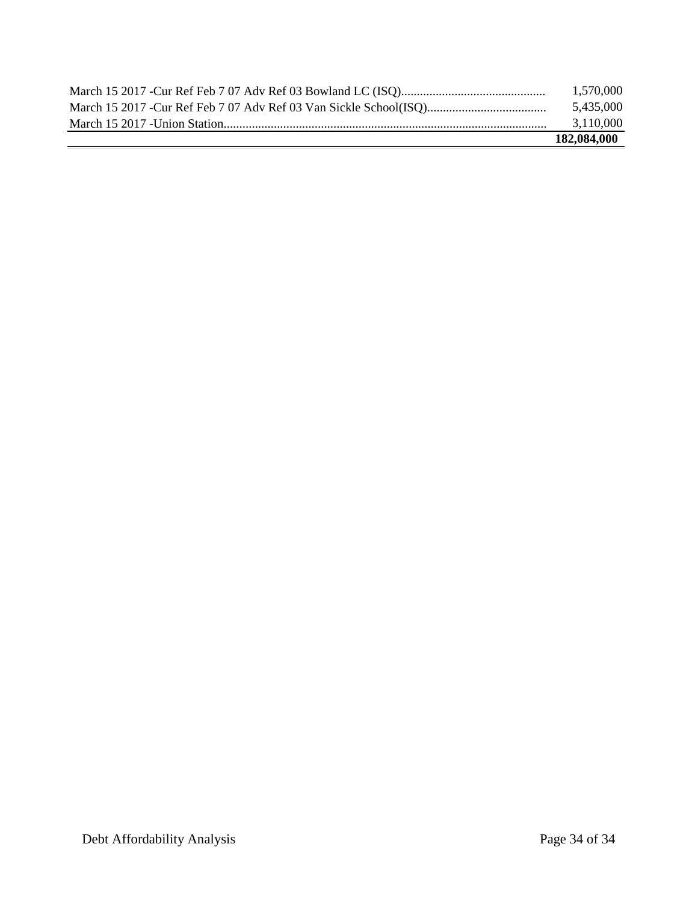| | |
|---|---|
| March 15 2017 -Cur Ref Feb 7 07 Adv Ref 03 Bowland LC (ISQ) | 1,570,000 |
| March 15 2017 -Cur Ref Feb 7 07 Adv Ref 03 Van Sickle School(ISQ) | 5,435,000 |
| March 15 2017 -Union Station | 3,110,000 |
| | **182,084,000** |